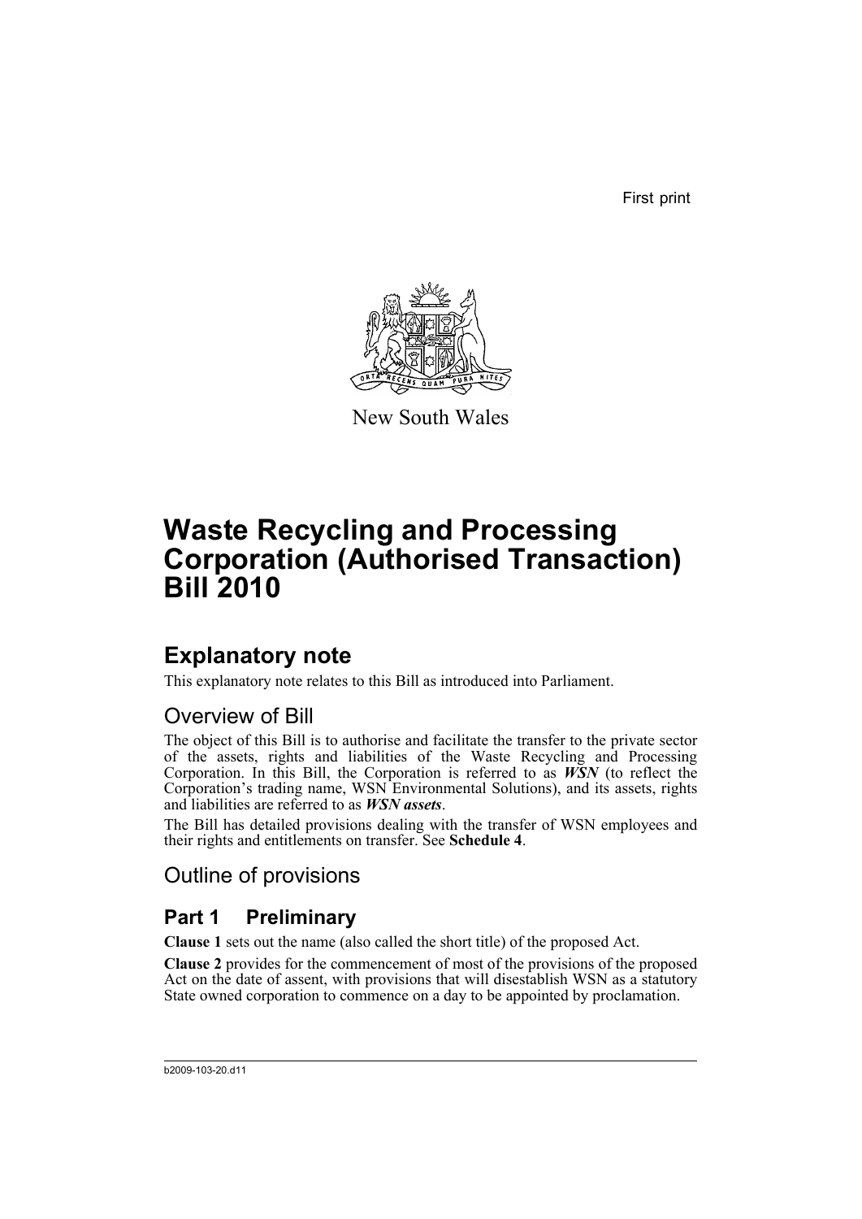First print

New South Wales

# Waste Recycling and Processing Corporation (Authorised Transaction) Bill 2010

## Explanatory note

This explanatory note relates to this Bill as introduced into Parliament.

### Overview of Bill

The object of this Bill is to authorise and facilitate the transfer to the private sector of the assets, rights and liabilities of the Waste Recycling and Processing Corporation. In this Bill, the Corporation is referred to as ***WSN*** (to reflect the Corporation's trading name, WSN Environmental Solutions), and its assets, rights and liabilities are referred to as ***WSN assets***.

The Bill has detailed provisions dealing with the transfer of WSN employees and their rights and entitlements on transfer. See **Schedule 4**.

### Outline of provisions

## Part 1 Preliminary

**Clause 1** sets out the name (also called the short title) of the proposed Act.

**Clause 2** provides for the commencement of most of the provisions of the proposed Act on the date of assent, with provisions that will disestablish WSN as a statutory State owned corporation to commence on a day to be appointed by proclamation.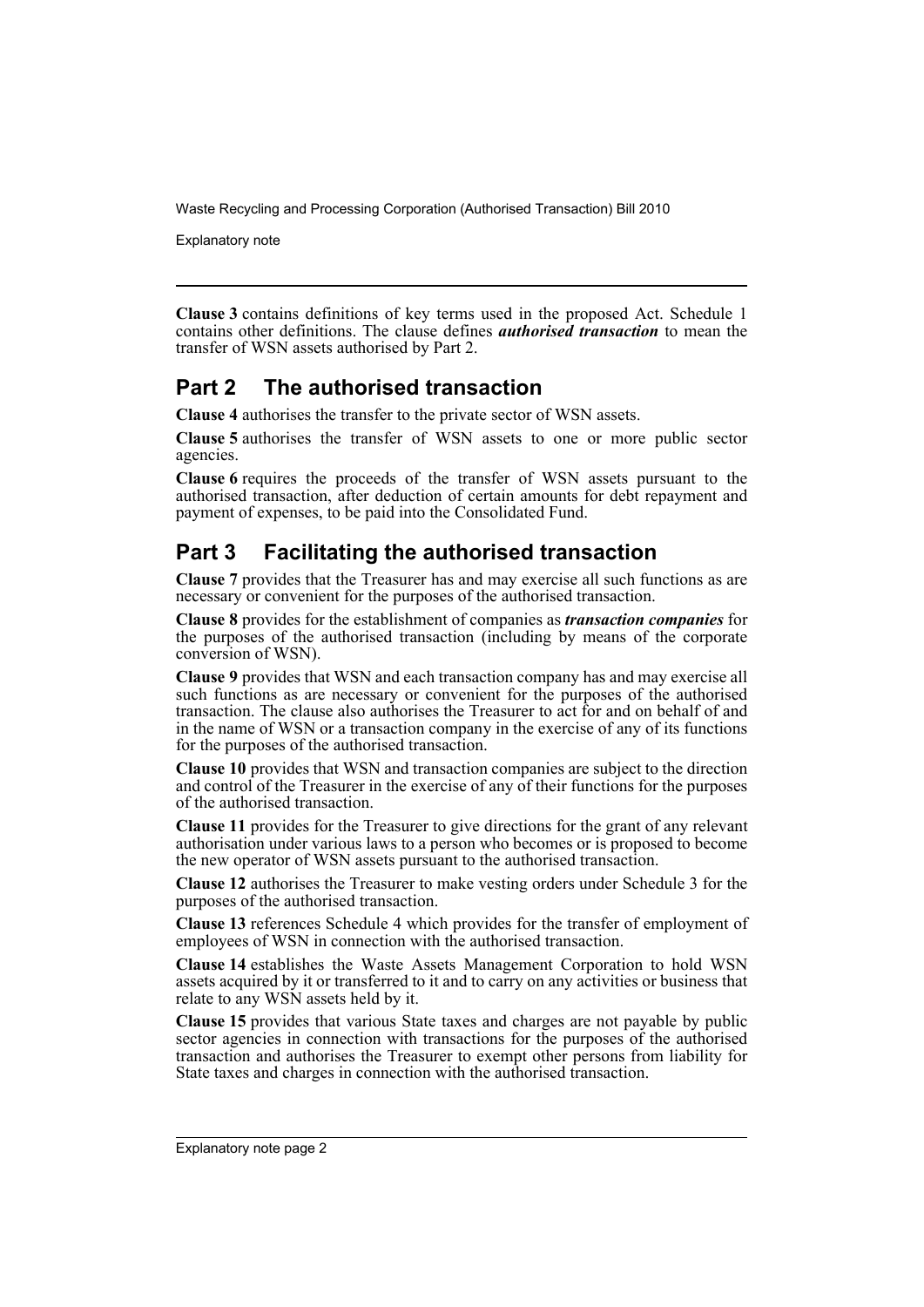**Clause 3** contains definitions of key terms used in the proposed Act. Schedule 1 contains other definitions. The clause defines ***authorised transaction*** to mean the transfer of WSN assets authorised by Part 2.

## Part 2 The authorised transaction

**Clause 4** authorises the transfer to the private sector of WSN assets.

**Clause 5** authorises the transfer of WSN assets to one or more public sector agencies.

**Clause 6** requires the proceeds of the transfer of WSN assets pursuant to the authorised transaction, after deduction of certain amounts for debt repayment and payment of expenses, to be paid into the Consolidated Fund.

## Part 3 Facilitating the authorised transaction

**Clause 7** provides that the Treasurer has and may exercise all such functions as are necessary or convenient for the purposes of the authorised transaction.

**Clause 8** provides for the establishment of companies as ***transaction companies*** for the purposes of the authorised transaction (including by means of the corporate conversion of WSN).

**Clause 9** provides that WSN and each transaction company has and may exercise all such functions as are necessary or convenient for the purposes of the authorised transaction. The clause also authorises the Treasurer to act for and on behalf of and in the name of WSN or a transaction company in the exercise of any of its functions for the purposes of the authorised transaction.

**Clause 10** provides that WSN and transaction companies are subject to the direction and control of the Treasurer in the exercise of any of their functions for the purposes of the authorised transaction.

**Clause 11** provides for the Treasurer to give directions for the grant of any relevant authorisation under various laws to a person who becomes or is proposed to become the new operator of WSN assets pursuant to the authorised transaction.

**Clause 12** authorises the Treasurer to make vesting orders under Schedule 3 for the purposes of the authorised transaction.

**Clause 13** references Schedule 4 which provides for the transfer of employment of employees of WSN in connection with the authorised transaction.

**Clause 14** establishes the Waste Assets Management Corporation to hold WSN assets acquired by it or transferred to it and to carry on any activities or business that relate to any WSN assets held by it.

**Clause 15** provides that various State taxes and charges are not payable by public sector agencies in connection with transactions for the purposes of the authorised transaction and authorises the Treasurer to exempt other persons from liability for State taxes and charges in connection with the authorised transaction.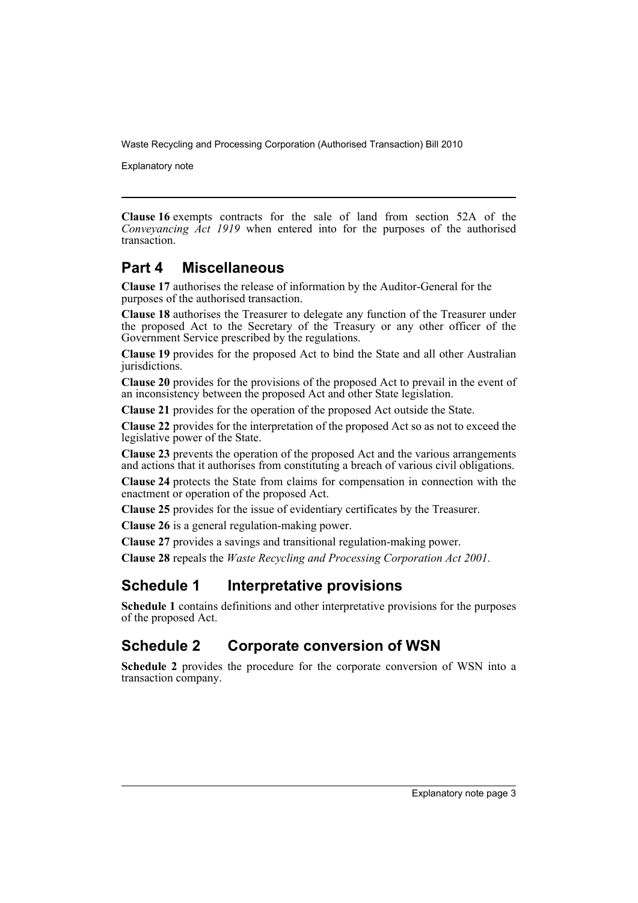**Clause 16** exempts contracts for the sale of land from section 52A of the *Conveyancing Act 1919* when entered into for the purposes of the authorised transaction.

## Part 4 Miscellaneous

**Clause 17** authorises the release of information by the Auditor-General for the purposes of the authorised transaction.

**Clause 18** authorises the Treasurer to delegate any function of the Treasurer under the proposed Act to the Secretary of the Treasury or any other officer of the Government Service prescribed by the regulations.

**Clause 19** provides for the proposed Act to bind the State and all other Australian jurisdictions.

**Clause 20** provides for the provisions of the proposed Act to prevail in the event of an inconsistency between the proposed Act and other State legislation.

**Clause 21** provides for the operation of the proposed Act outside the State.

**Clause 22** provides for the interpretation of the proposed Act so as not to exceed the legislative power of the State.

**Clause 23** prevents the operation of the proposed Act and the various arrangements and actions that it authorises from constituting a breach of various civil obligations.

**Clause 24** protects the State from claims for compensation in connection with the enactment or operation of the proposed Act.

**Clause 25** provides for the issue of evidentiary certificates by the Treasurer.

**Clause 26** is a general regulation-making power.

**Clause 27** provides a savings and transitional regulation-making power.

**Clause 28** repeals the *Waste Recycling and Processing Corporation Act 2001*.

## Schedule 1 Interpretative provisions

**Schedule 1** contains definitions and other interpretative provisions for the purposes of the proposed Act.

## Schedule 2 Corporate conversion of WSN

**Schedule 2** provides the procedure for the corporate conversion of WSN into a transaction company.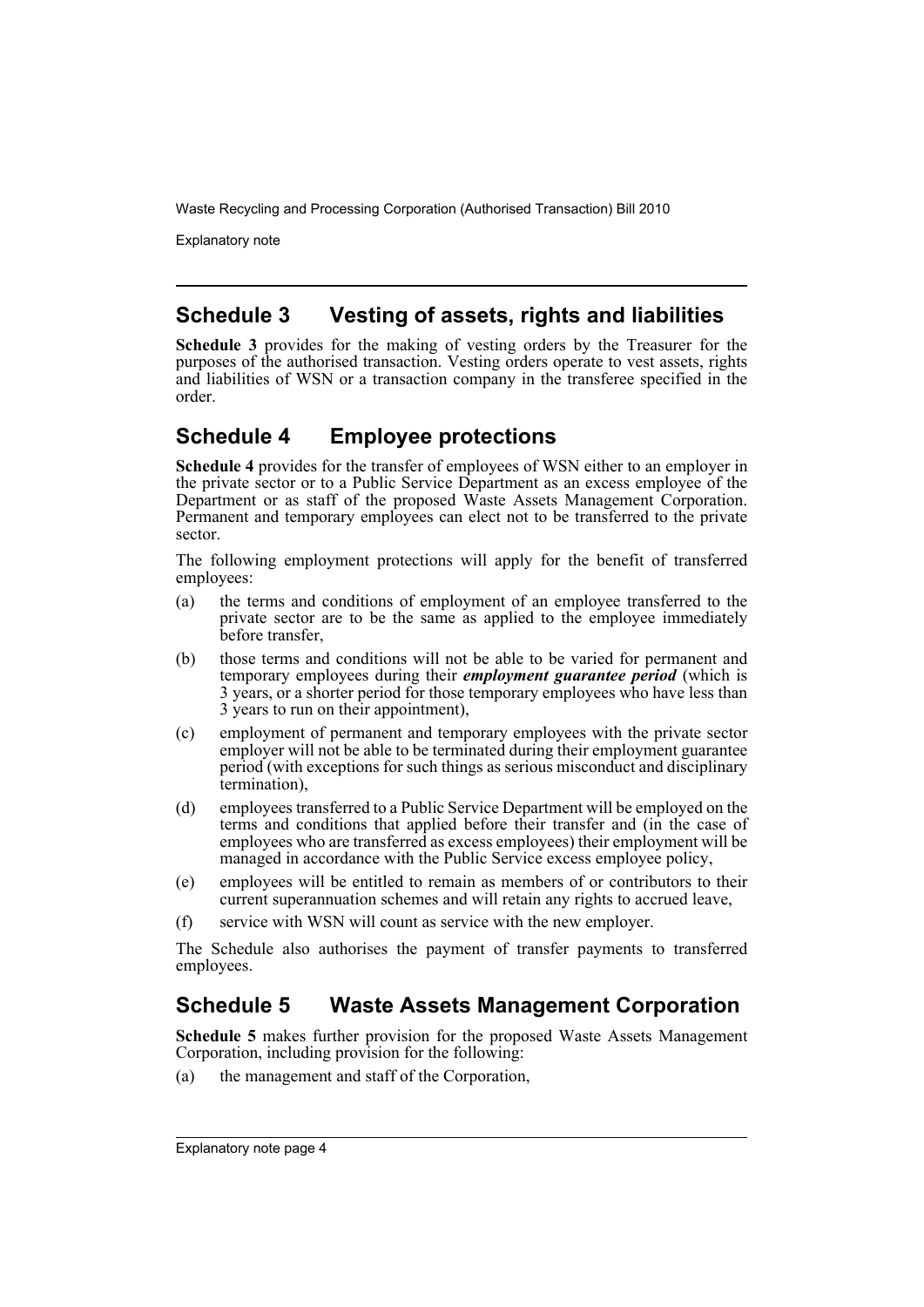## Schedule 3 Vesting of assets, rights and liabilities

**Schedule 3** provides for the making of vesting orders by the Treasurer for the purposes of the authorised transaction. Vesting orders operate to vest assets, rights and liabilities of WSN or a transaction company in the transferee specified in the order.

## Schedule 4 Employee protections

**Schedule 4** provides for the transfer of employees of WSN either to an employer in the private sector or to a Public Service Department as an excess employee of the Department or as staff of the proposed Waste Assets Management Corporation. Permanent and temporary employees can elect not to be transferred to the private sector.

The following employment protections will apply for the benefit of transferred employees:

(a) the terms and conditions of employment of an employee transferred to the private sector are to be the same as applied to the employee immediately before transfer,

(b) those terms and conditions will not be able to be varied for permanent and temporary employees during their ***employment guarantee period*** (which is 3 years, or a shorter period for those temporary employees who have less than 3 years to run on their appointment),

(c) employment of permanent and temporary employees with the private sector employer will not be able to be terminated during their employment guarantee period (with exceptions for such things as serious misconduct and disciplinary termination),

(d) employees transferred to a Public Service Department will be employed on the terms and conditions that applied before their transfer and (in the case of employees who are transferred as excess employees) their employment will be managed in accordance with the Public Service excess employee policy,

(e) employees will be entitled to remain as members of or contributors to their current superannuation schemes and will retain any rights to accrued leave,

(f) service with WSN will count as service with the new employer.

The Schedule also authorises the payment of transfer payments to transferred employees.

## Schedule 5 Waste Assets Management Corporation

**Schedule 5** makes further provision for the proposed Waste Assets Management Corporation, including provision for the following:

(a) the management and staff of the Corporation,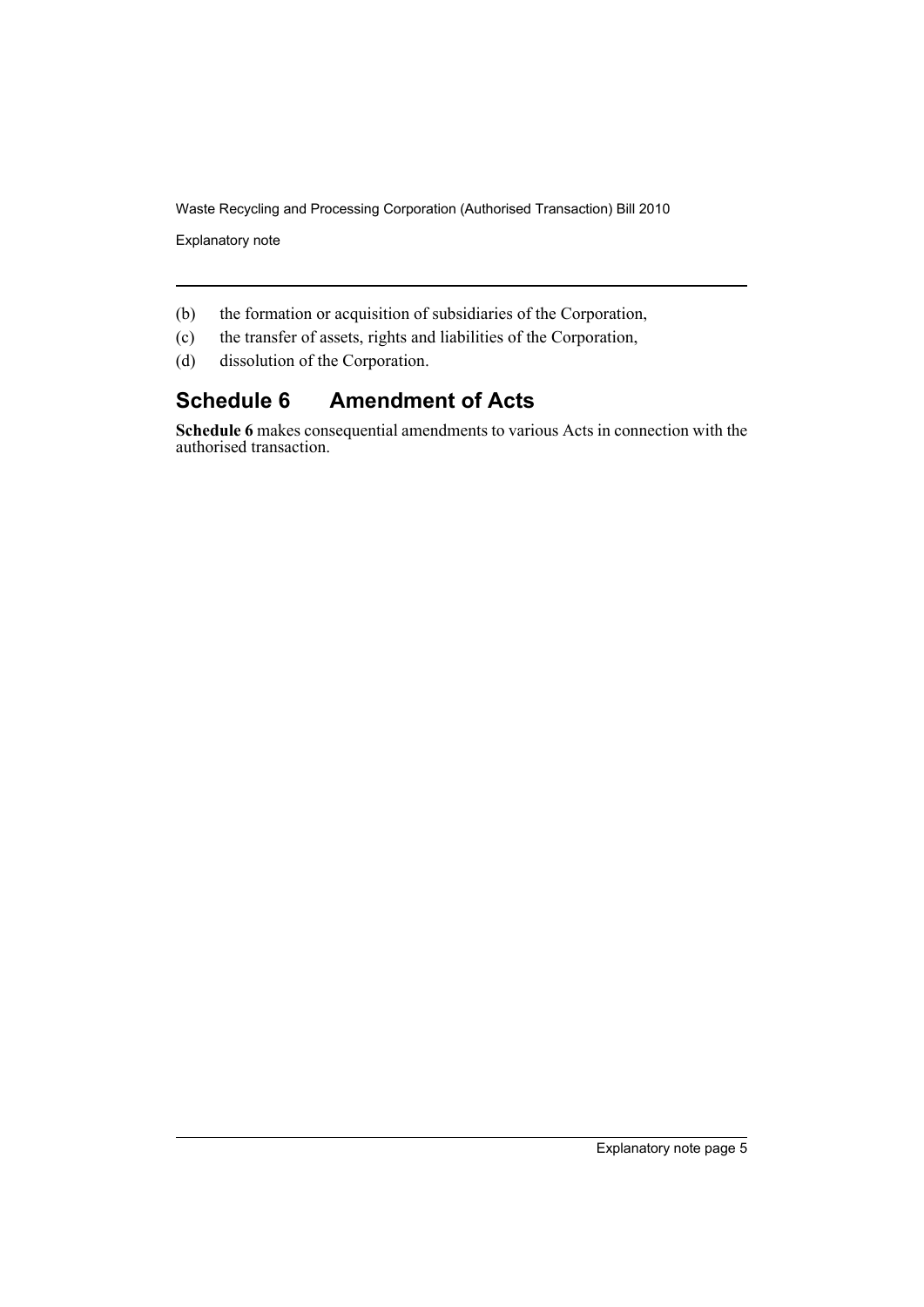(b) the formation or acquisition of subsidiaries of the Corporation,

(c) the transfer of assets, rights and liabilities of the Corporation,

(d) dissolution of the Corporation.

## Schedule 6 Amendment of Acts

**Schedule 6** makes consequential amendments to various Acts in connection with the authorised transaction.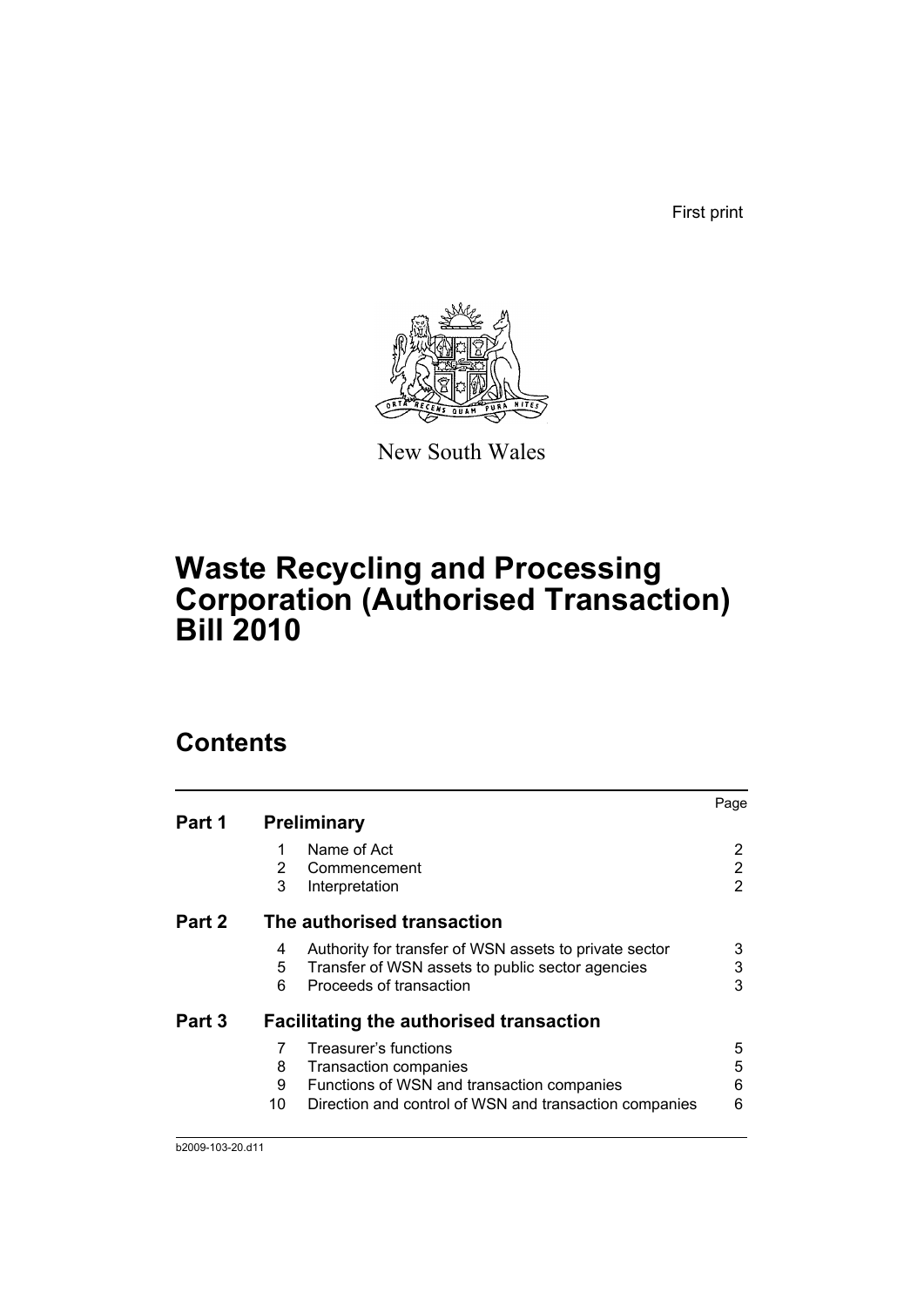First print

New South Wales

# Waste Recycling and Processing Corporation (Authorised Transaction) Bill 2010

## Contents

| | | | Page |
|---|---|---|---|
| **Part 1** | **Preliminary** | | |
| | 1 | Name of Act | 2 |
| | 2 | Commencement | 2 |
| | 3 | Interpretation | 2 |
| **Part 2** | **The authorised transaction** | | |
| | 4 | Authority for transfer of WSN assets to private sector | 3 |
| | 5 | Transfer of WSN assets to public sector agencies | 3 |
| | 6 | Proceeds of transaction | 3 |
| **Part 3** | **Facilitating the authorised transaction** | | |
| | 7 | Treasurer's functions | 5 |
| | 8 | Transaction companies | 5 |
| | 9 | Functions of WSN and transaction companies | 6 |
| | 10 | Direction and control of WSN and transaction companies | 6 |

b2009-103-20.d11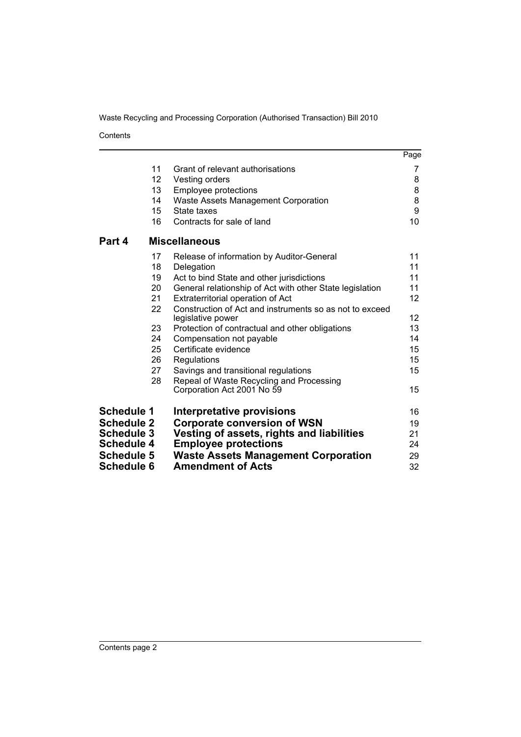| | | | Page |
|---|---|---|---|
| | 11 | Grant of relevant authorisations | 7 |
| | 12 | Vesting orders | 8 |
| | 13 | Employee protections | 8 |
| | 14 | Waste Assets Management Corporation | 8 |
| | 15 | State taxes | 9 |
| | 16 | Contracts for sale of land | 10 |
| **Part 4** | | **Miscellaneous** | |
| | 17 | Release of information by Auditor-General | 11 |
| | 18 | Delegation | 11 |
| | 19 | Act to bind State and other jurisdictions | 11 |
| | 20 | General relationship of Act with other State legislation | 11 |
| | 21 | Extraterritorial operation of Act | 12 |
| | 22 | Construction of Act and instruments so as not to exceed legislative power | 12 |
| | 23 | Protection of contractual and other obligations | 13 |
| | 24 | Compensation not payable | 14 |
| | 25 | Certificate evidence | 15 |
| | 26 | Regulations | 15 |
| | 27 | Savings and transitional regulations | 15 |
| | 28 | Repeal of Waste Recycling and Processing Corporation Act 2001 No 59 | 15 |
| **Schedule 1** | | **Interpretative provisions** | 16 |
| **Schedule 2** | | **Corporate conversion of WSN** | 19 |
| **Schedule 3** | | **Vesting of assets, rights and liabilities** | 21 |
| **Schedule 4** | | **Employee protections** | 24 |
| **Schedule 5** | | **Waste Assets Management Corporation** | 29 |
| **Schedule 6** | | **Amendment of Acts** | 32 |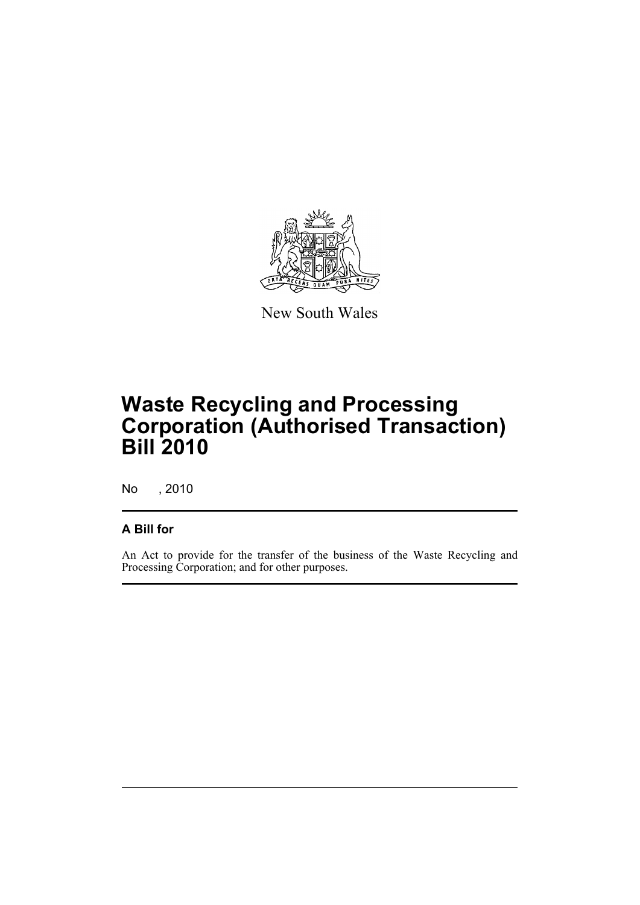New South Wales

# Waste Recycling and Processing Corporation (Authorised Transaction) Bill 2010

No , 2010

## A Bill for

An Act to provide for the transfer of the business of the Waste Recycling and Processing Corporation; and for other purposes.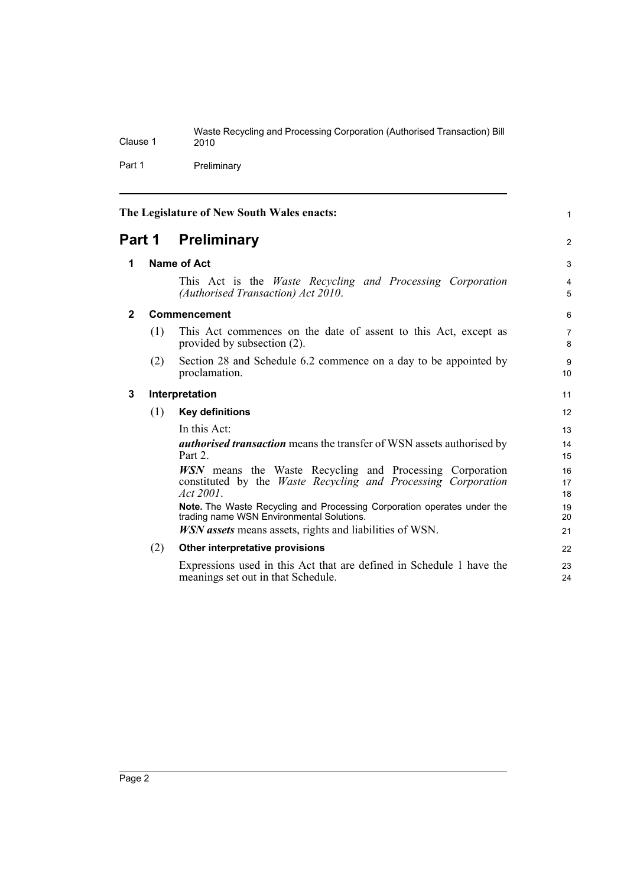The Legislature of New South Wales enacts:

## Part 1 Preliminary

### 1 Name of Act

This Act is the *Waste Recycling and Processing Corporation (Authorised Transaction) Act 2010*.

### 2 Commencement

(1) This Act commences on the date of assent to this Act, except as provided by subsection (2).

(2) Section 28 and Schedule 6.2 commence on a day to be appointed by proclamation.

### 3 Interpretation

(1) **Key definitions**

In this Act:

***authorised transaction*** means the transfer of WSN assets authorised by Part 2.

***WSN*** means the Waste Recycling and Processing Corporation constituted by the *Waste Recycling and Processing Corporation Act 2001*.

**Note.** The Waste Recycling and Processing Corporation operates under the trading name WSN Environmental Solutions.

***WSN assets*** means assets, rights and liabilities of WSN.

(2) **Other interpretative provisions**

Expressions used in this Act that are defined in Schedule 1 have the meanings set out in that Schedule.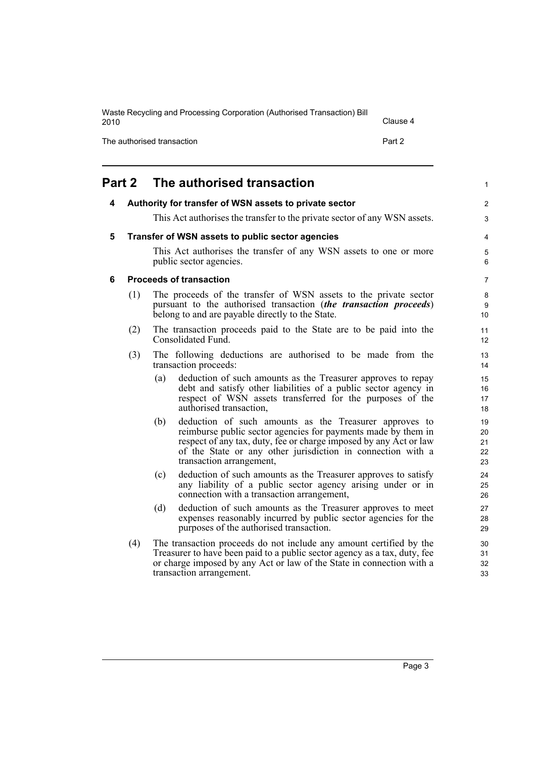# Part 2 The authorised transaction

### 4 Authority for transfer of WSN assets to private sector

This Act authorises the transfer to the private sector of any WSN assets.

### 5 Transfer of WSN assets to public sector agencies

This Act authorises the transfer of any WSN assets to one or more public sector agencies.

### 6 Proceeds of transaction

(1) The proceeds of the transfer of WSN assets to the private sector pursuant to the authorised transaction (***the transaction proceeds***) belong to and are payable directly to the State.

(2) The transaction proceeds paid to the State are to be paid into the Consolidated Fund.

(3) The following deductions are authorised to be made from the transaction proceeds:

- (a) deduction of such amounts as the Treasurer approves to repay debt and satisfy other liabilities of a public sector agency in respect of WSN assets transferred for the purposes of the authorised transaction,
- (b) deduction of such amounts as the Treasurer approves to reimburse public sector agencies for payments made by them in respect of any tax, duty, fee or charge imposed by any Act or law of the State or any other jurisdiction in connection with a transaction arrangement,
- (c) deduction of such amounts as the Treasurer approves to satisfy any liability of a public sector agency arising under or in connection with a transaction arrangement,
- (d) deduction of such amounts as the Treasurer approves to meet expenses reasonably incurred by public sector agencies for the purposes of the authorised transaction.

(4) The transaction proceeds do not include any amount certified by the Treasurer to have been paid to a public sector agency as a tax, duty, fee or charge imposed by any Act or law of the State in connection with a transaction arrangement.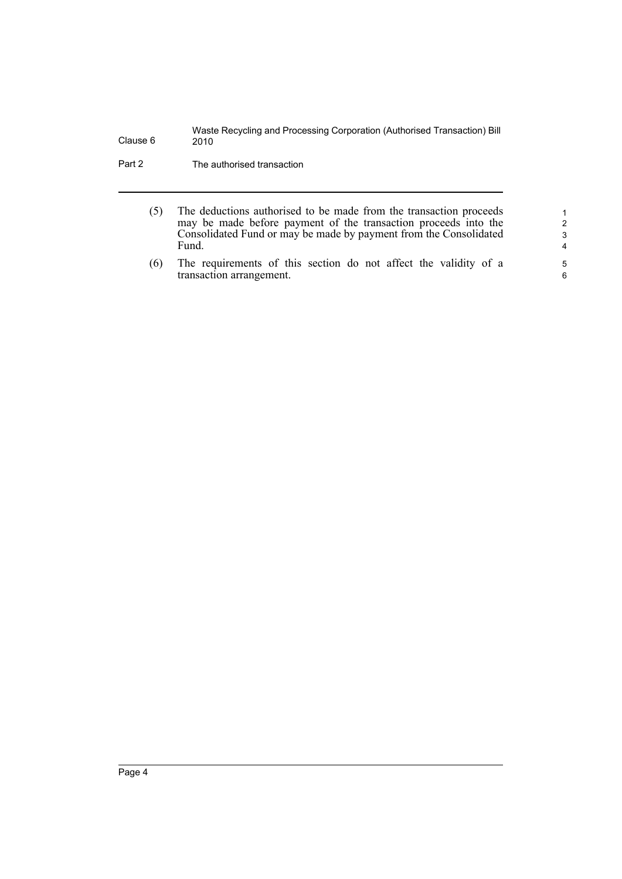(5) The deductions authorised to be made from the transaction proceeds may be made before payment of the transaction proceeds into the Consolidated Fund or may be made by payment from the Consolidated Fund.

(6) The requirements of this section do not affect the validity of a transaction arrangement.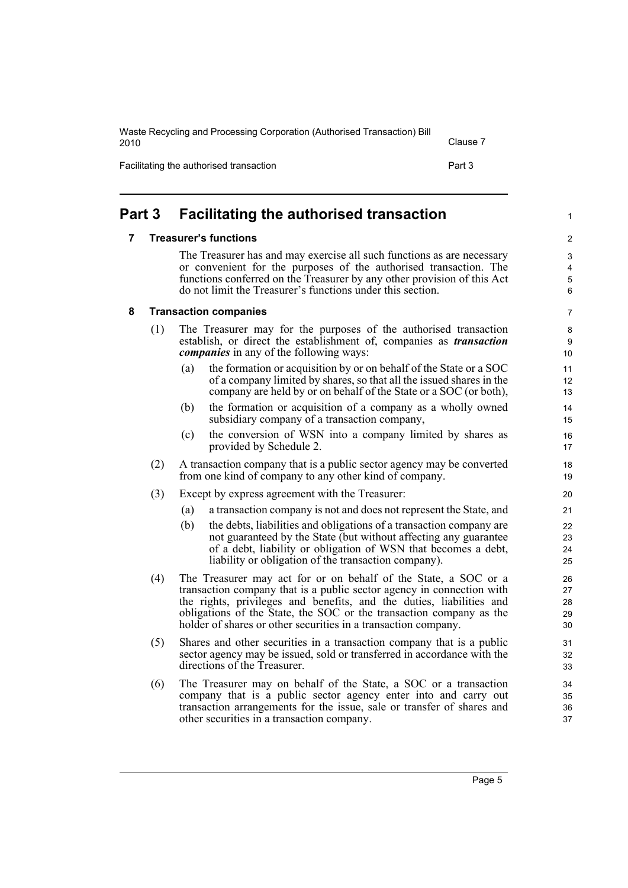## Part 3 Facilitating the authorised transaction

### 7 Treasurer's functions

The Treasurer has and may exercise all such functions as are necessary or convenient for the purposes of the authorised transaction. The functions conferred on the Treasurer by any other provision of this Act do not limit the Treasurer's functions under this section.

### 8 Transaction companies

(1) The Treasurer may for the purposes of the authorised transaction establish, or direct the establishment of, companies as ***transaction companies*** in any of the following ways:

- (a) the formation or acquisition by or on behalf of the State or a SOC of a company limited by shares, so that all the issued shares in the company are held by or on behalf of the State or a SOC (or both),
- (b) the formation or acquisition of a company as a wholly owned subsidiary company of a transaction company,
- (c) the conversion of WSN into a company limited by shares as provided by Schedule 2.

(2) A transaction company that is a public sector agency may be converted from one kind of company to any other kind of company.

(3) Except by express agreement with the Treasurer:

- (a) a transaction company is not and does not represent the State, and
- (b) the debts, liabilities and obligations of a transaction company are not guaranteed by the State (but without affecting any guarantee of a debt, liability or obligation of WSN that becomes a debt, liability or obligation of the transaction company).

(4) The Treasurer may act for or on behalf of the State, a SOC or a transaction company that is a public sector agency in connection with the rights, privileges and benefits, and the duties, liabilities and obligations of the State, the SOC or the transaction company as the holder of shares or other securities in a transaction company.

(5) Shares and other securities in a transaction company that is a public sector agency may be issued, sold or transferred in accordance with the directions of the Treasurer.

(6) The Treasurer may on behalf of the State, a SOC or a transaction company that is a public sector agency enter into and carry out transaction arrangements for the issue, sale or transfer of shares and other securities in a transaction company.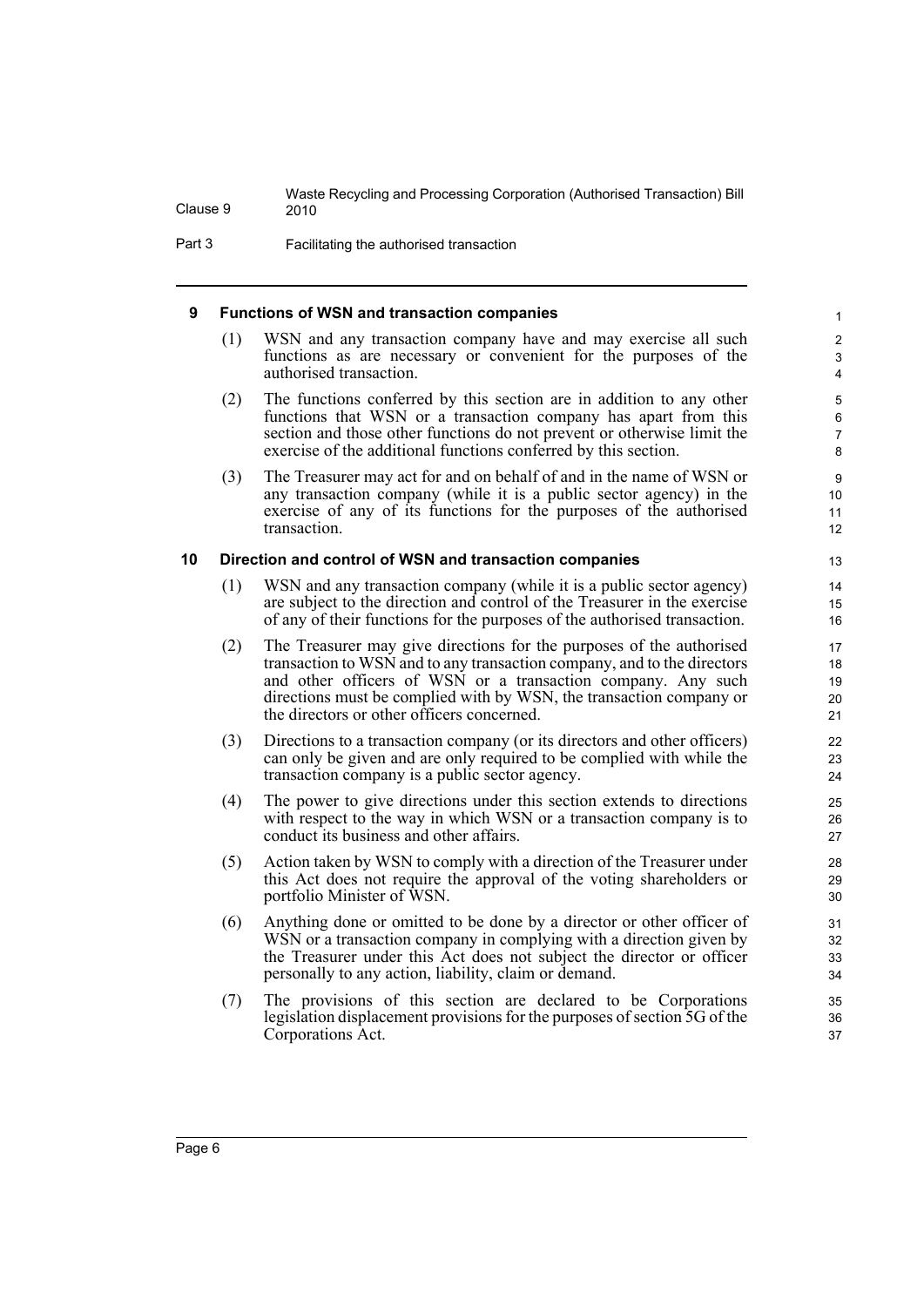### 9 Functions of WSN and transaction companies

(1) WSN and any transaction company have and may exercise all such functions as are necessary or convenient for the purposes of the authorised transaction.

(2) The functions conferred by this section are in addition to any other functions that WSN or a transaction company has apart from this section and those other functions do not prevent or otherwise limit the exercise of the additional functions conferred by this section.

(3) The Treasurer may act for and on behalf of and in the name of WSN or any transaction company (while it is a public sector agency) in the exercise of any of its functions for the purposes of the authorised transaction.

### 10 Direction and control of WSN and transaction companies

(1) WSN and any transaction company (while it is a public sector agency) are subject to the direction and control of the Treasurer in the exercise of any of their functions for the purposes of the authorised transaction.

(2) The Treasurer may give directions for the purposes of the authorised transaction to WSN and to any transaction company, and to the directors and other officers of WSN or a transaction company. Any such directions must be complied with by WSN, the transaction company or the directors or other officers concerned.

(3) Directions to a transaction company (or its directors and other officers) can only be given and are only required to be complied with while the transaction company is a public sector agency.

(4) The power to give directions under this section extends to directions with respect to the way in which WSN or a transaction company is to conduct its business and other affairs.

(5) Action taken by WSN to comply with a direction of the Treasurer under this Act does not require the approval of the voting shareholders or portfolio Minister of WSN.

(6) Anything done or omitted to be done by a director or other officer of WSN or a transaction company in complying with a direction given by the Treasurer under this Act does not subject the director or officer personally to any action, liability, claim or demand.

(7) The provisions of this section are declared to be Corporations legislation displacement provisions for the purposes of section 5G of the Corporations Act.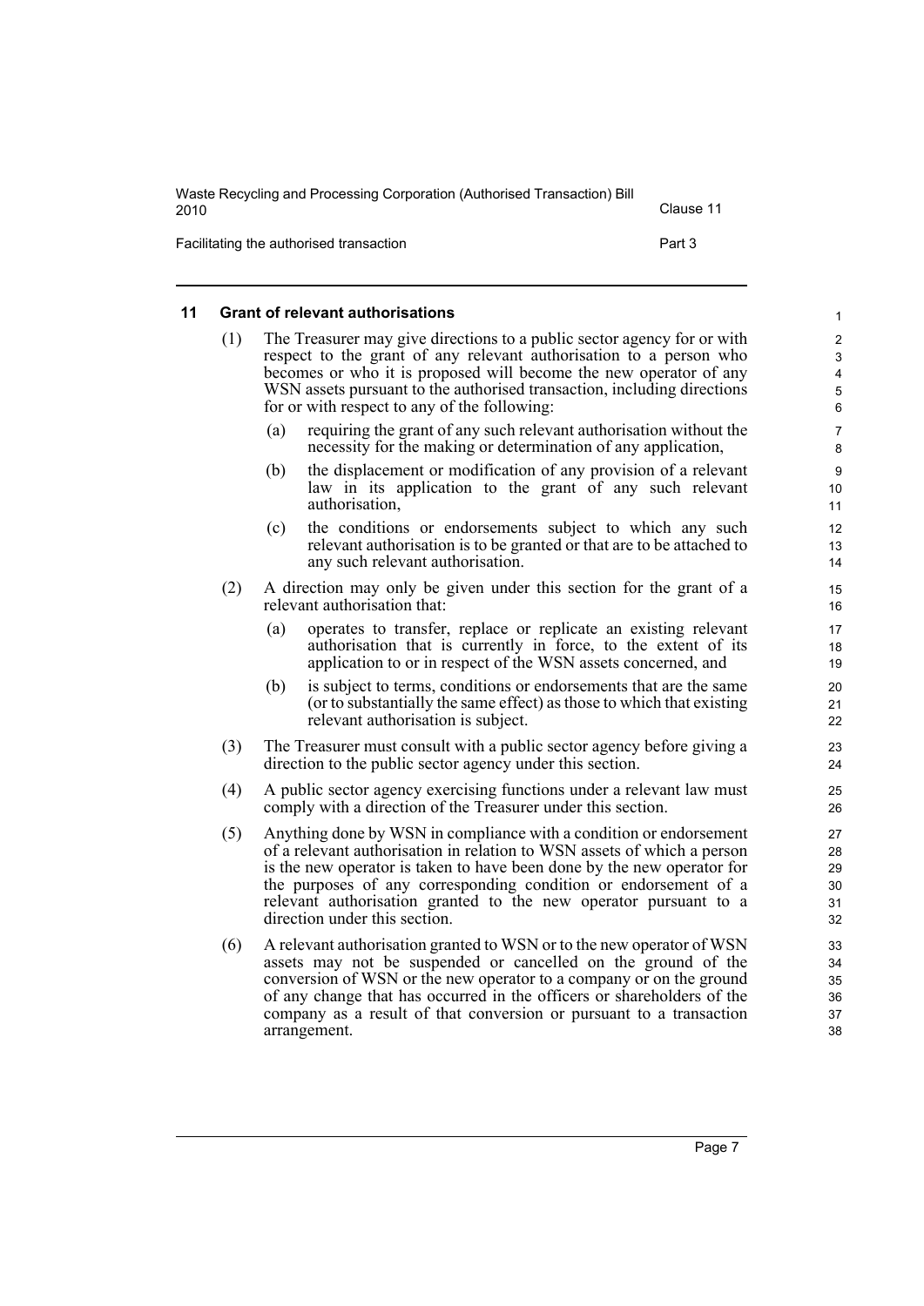## 11 Grant of relevant authorisations

(1) The Treasurer may give directions to a public sector agency for or with respect to the grant of any relevant authorisation to a person who becomes or who it is proposed will become the new operator of any WSN assets pursuant to the authorised transaction, including directions for or with respect to any of the following:

- (a) requiring the grant of any such relevant authorisation without the necessity for the making or determination of any application,
- (b) the displacement or modification of any provision of a relevant law in its application to the grant of any such relevant authorisation,
- (c) the conditions or endorsements subject to which any such relevant authorisation is to be granted or that are to be attached to any such relevant authorisation.

(2) A direction may only be given under this section for the grant of a relevant authorisation that:

- (a) operates to transfer, replace or replicate an existing relevant authorisation that is currently in force, to the extent of its application to or in respect of the WSN assets concerned, and
- (b) is subject to terms, conditions or endorsements that are the same (or to substantially the same effect) as those to which that existing relevant authorisation is subject.

(3) The Treasurer must consult with a public sector agency before giving a direction to the public sector agency under this section.

(4) A public sector agency exercising functions under a relevant law must comply with a direction of the Treasurer under this section.

(5) Anything done by WSN in compliance with a condition or endorsement of a relevant authorisation in relation to WSN assets of which a person is the new operator is taken to have been done by the new operator for the purposes of any corresponding condition or endorsement of a relevant authorisation granted to the new operator pursuant to a direction under this section.

(6) A relevant authorisation granted to WSN or to the new operator of WSN assets may not be suspended or cancelled on the ground of the conversion of WSN or the new operator to a company or on the ground of any change that has occurred in the officers or shareholders of the company as a result of that conversion or pursuant to a transaction arrangement.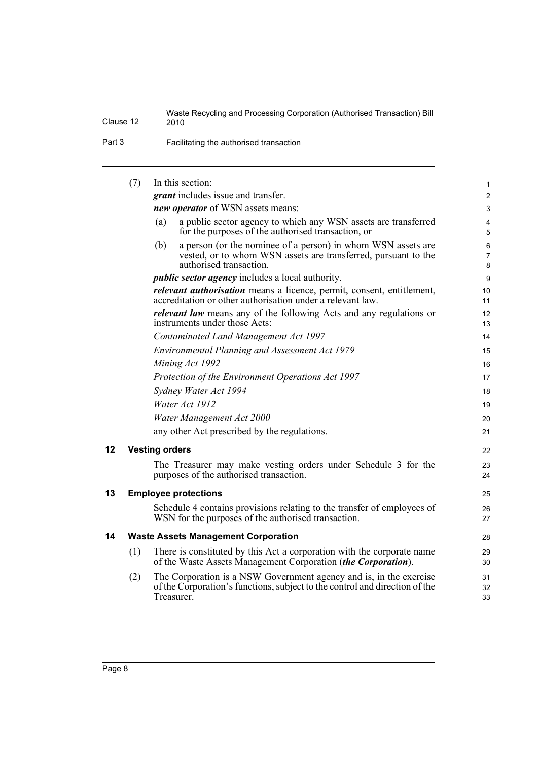(7) In this section:

***grant*** includes issue and transfer.

***new operator*** of WSN assets means:

(a) a public sector agency to which any WSN assets are transferred for the purposes of the authorised transaction, or

(b) a person (or the nominee of a person) in whom WSN assets are vested, or to whom WSN assets are transferred, pursuant to the authorised transaction.

***public sector agency*** includes a local authority.

***relevant authorisation*** means a licence, permit, consent, entitlement, accreditation or other authorisation under a relevant law.

***relevant law*** means any of the following Acts and any regulations or instruments under those Acts:

*Contaminated Land Management Act 1997*

*Environmental Planning and Assessment Act 1979*

*Mining Act 1992*

*Protection of the Environment Operations Act 1997*

*Sydney Water Act 1994*

*Water Act 1912*

*Water Management Act 2000*

any other Act prescribed by the regulations.

## 12 Vesting orders

The Treasurer may make vesting orders under Schedule 3 for the purposes of the authorised transaction.

## 13 Employee protections

Schedule 4 contains provisions relating to the transfer of employees of WSN for the purposes of the authorised transaction.

## 14 Waste Assets Management Corporation

(1) There is constituted by this Act a corporation with the corporate name of the Waste Assets Management Corporation (***the Corporation***).

(2) The Corporation is a NSW Government agency and is, in the exercise of the Corporation's functions, subject to the control and direction of the Treasurer.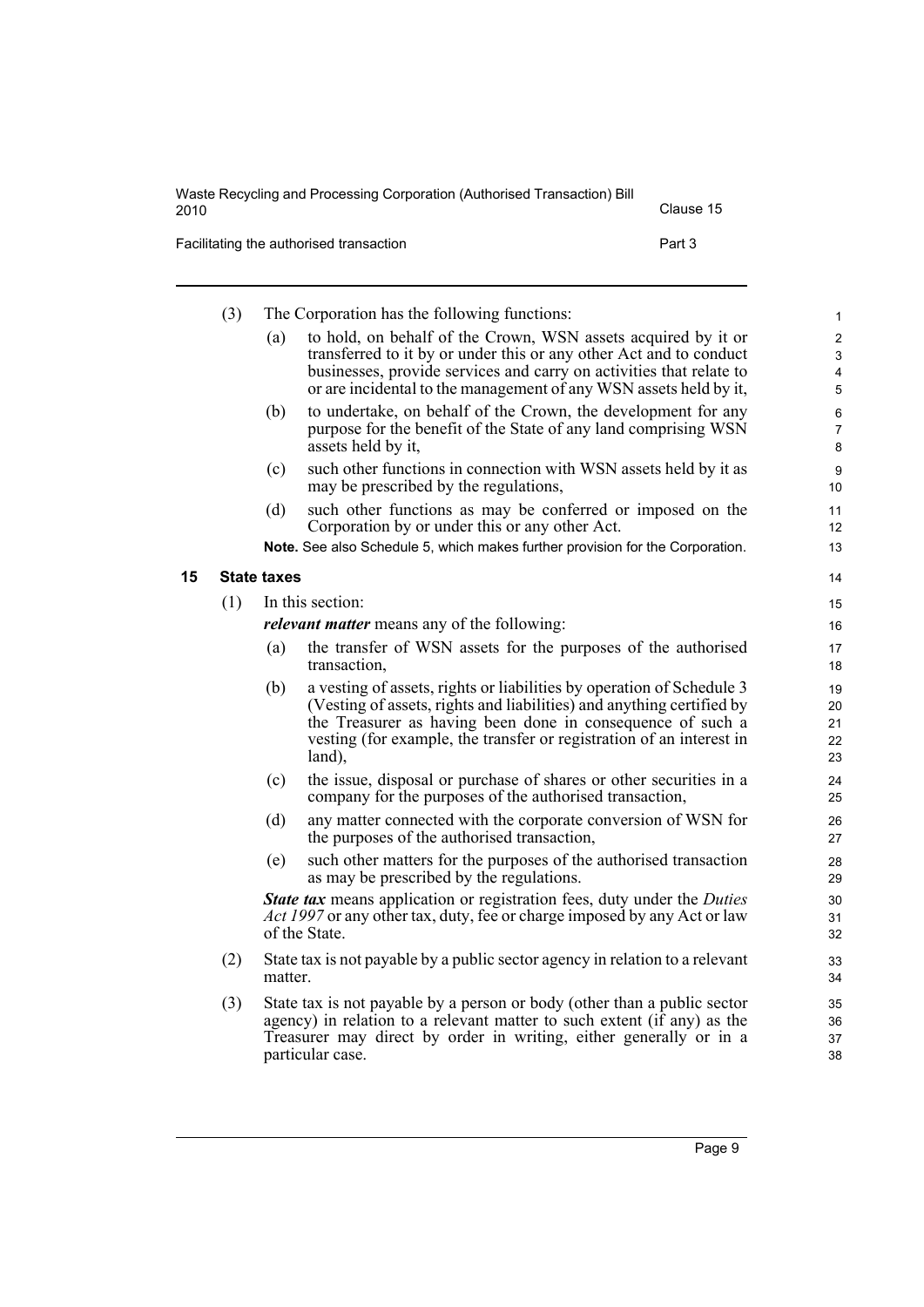(3) The Corporation has the following functions:

(a) to hold, on behalf of the Crown, WSN assets acquired by it or transferred to it by or under this or any other Act and to conduct businesses, provide services and carry on activities that relate to or are incidental to the management of any WSN assets held by it,

(b) to undertake, on behalf of the Crown, the development for any purpose for the benefit of the State of any land comprising WSN assets held by it,

(c) such other functions in connection with WSN assets held by it as may be prescribed by the regulations,

(d) such other functions as may be conferred or imposed on the Corporation by or under this or any other Act.

**Note.** See also Schedule 5, which makes further provision for the Corporation.

## 15 State taxes

(1) In this section:

***relevant matter*** means any of the following:

(a) the transfer of WSN assets for the purposes of the authorised transaction,

(b) a vesting of assets, rights or liabilities by operation of Schedule 3 (Vesting of assets, rights and liabilities) and anything certified by the Treasurer as having been done in consequence of such a vesting (for example, the transfer or registration of an interest in land),

(c) the issue, disposal or purchase of shares or other securities in a company for the purposes of the authorised transaction,

(d) any matter connected with the corporate conversion of WSN for the purposes of the authorised transaction,

(e) such other matters for the purposes of the authorised transaction as may be prescribed by the regulations.

***State tax*** means application or registration fees, duty under the *Duties Act 1997* or any other tax, duty, fee or charge imposed by any Act or law of the State.

(2) State tax is not payable by a public sector agency in relation to a relevant matter.

(3) State tax is not payable by a person or body (other than a public sector agency) in relation to a relevant matter to such extent (if any) as the Treasurer may direct by order in writing, either generally or in a particular case.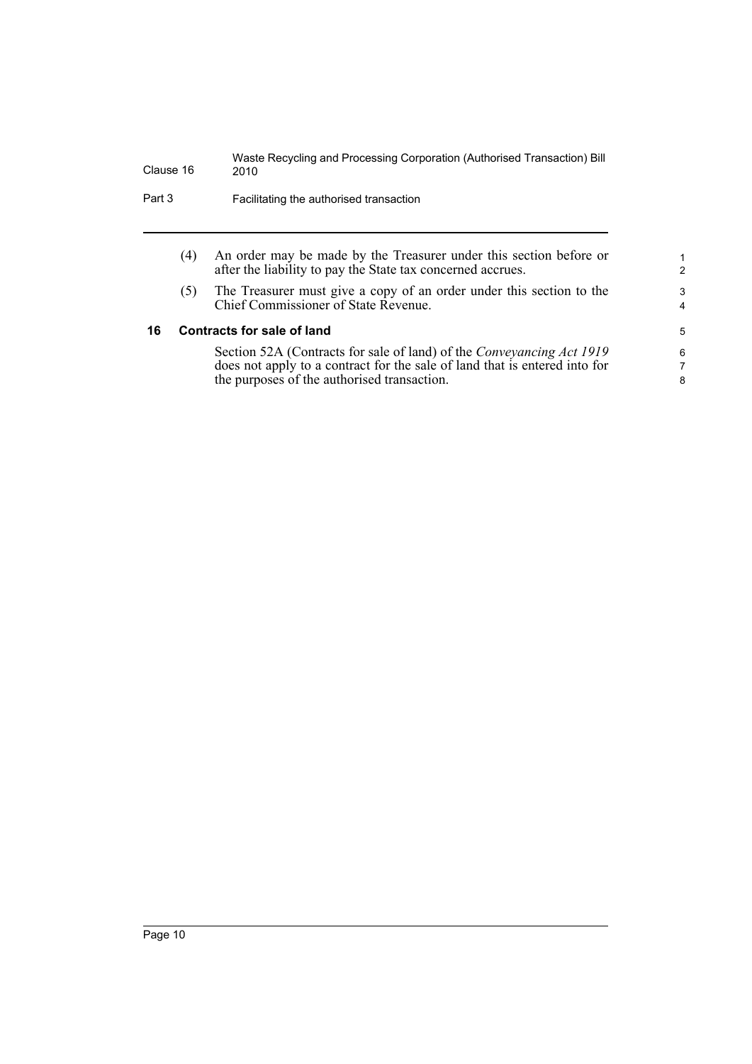(4) An order may be made by the Treasurer under this section before or after the liability to pay the State tax concerned accrues.

(5) The Treasurer must give a copy of an order under this section to the Chief Commissioner of State Revenue.

## 16 Contracts for sale of land

Section 52A (Contracts for sale of land) of the *Conveyancing Act 1919* does not apply to a contract for the sale of land that is entered into for the purposes of the authorised transaction.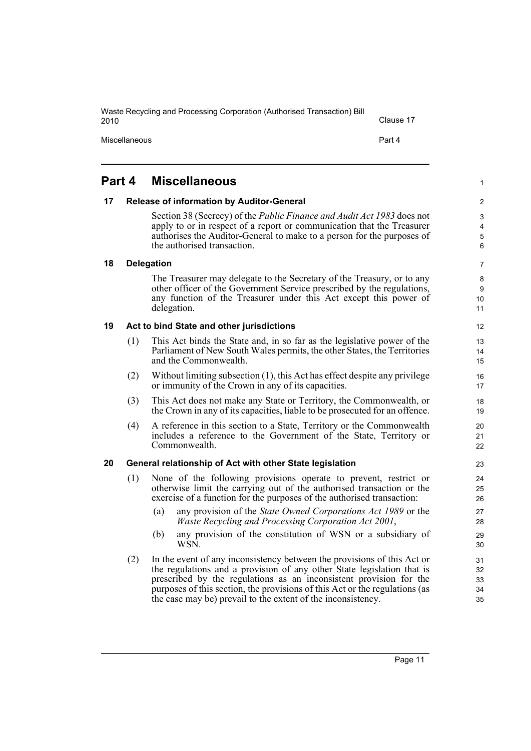## Part 4 Miscellaneous

### 17 Release of information by Auditor-General

Section 38 (Secrecy) of the *Public Finance and Audit Act 1983* does not apply to or in respect of a report or communication that the Treasurer authorises the Auditor-General to make to a person for the purposes of the authorised transaction.

### 18 Delegation

The Treasurer may delegate to the Secretary of the Treasury, or to any other officer of the Government Service prescribed by the regulations, any function of the Treasurer under this Act except this power of delegation.

### 19 Act to bind State and other jurisdictions

(1) This Act binds the State and, in so far as the legislative power of the Parliament of New South Wales permits, the other States, the Territories and the Commonwealth.

(2) Without limiting subsection (1), this Act has effect despite any privilege or immunity of the Crown in any of its capacities.

(3) This Act does not make any State or Territory, the Commonwealth, or the Crown in any of its capacities, liable to be prosecuted for an offence.

(4) A reference in this section to a State, Territory or the Commonwealth includes a reference to the Government of the State, Territory or Commonwealth.

### 20 General relationship of Act with other State legislation

(1) None of the following provisions operate to prevent, restrict or otherwise limit the carrying out of the authorised transaction or the exercise of a function for the purposes of the authorised transaction:

- (a) any provision of the *State Owned Corporations Act 1989* or the *Waste Recycling and Processing Corporation Act 2001*,
- (b) any provision of the constitution of WSN or a subsidiary of WSN.

(2) In the event of any inconsistency between the provisions of this Act or the regulations and a provision of any other State legislation that is prescribed by the regulations as an inconsistent provision for the purposes of this section, the provisions of this Act or the regulations (as the case may be) prevail to the extent of the inconsistency.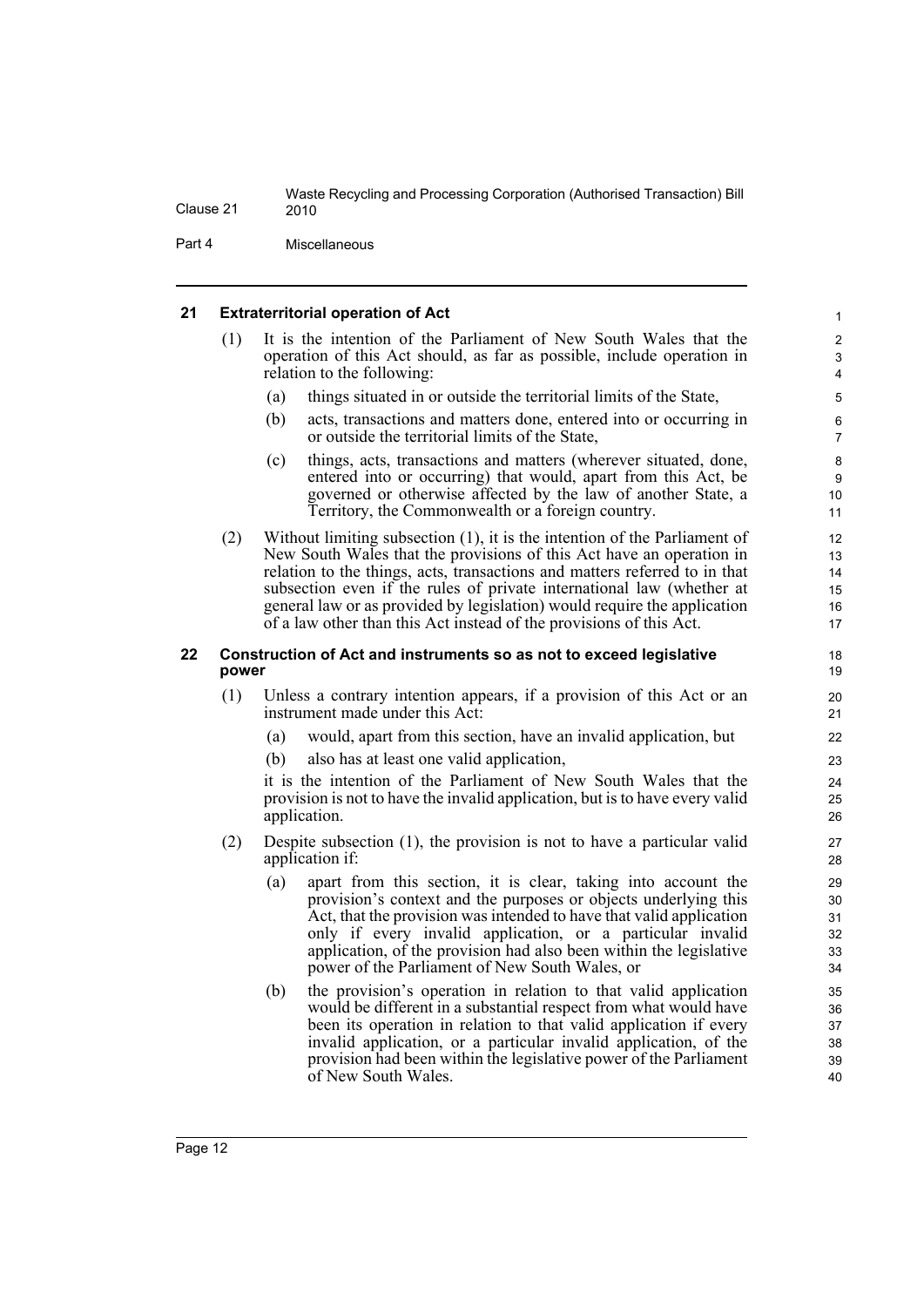## 21 Extraterritorial operation of Act

(1) It is the intention of the Parliament of New South Wales that the operation of this Act should, as far as possible, include operation in relation to the following:

- (a) things situated in or outside the territorial limits of the State,
- (b) acts, transactions and matters done, entered into or occurring in or outside the territorial limits of the State,
- (c) things, acts, transactions and matters (wherever situated, done, entered into or occurring) that would, apart from this Act, be governed or otherwise affected by the law of another State, a Territory, the Commonwealth or a foreign country.

(2) Without limiting subsection (1), it is the intention of the Parliament of New South Wales that the provisions of this Act have an operation in relation to the things, acts, transactions and matters referred to in that subsection even if the rules of private international law (whether at general law or as provided by legislation) would require the application of a law other than this Act instead of the provisions of this Act.

## 22 Construction of Act and instruments so as not to exceed legislative power

(1) Unless a contrary intention appears, if a provision of this Act or an instrument made under this Act:

- (a) would, apart from this section, have an invalid application, but
- (b) also has at least one valid application,

it is the intention of the Parliament of New South Wales that the provision is not to have the invalid application, but is to have every valid application.

(2) Despite subsection (1), the provision is not to have a particular valid application if:

- (a) apart from this section, it is clear, taking into account the provision's context and the purposes or objects underlying this Act, that the provision was intended to have that valid application only if every invalid application, or a particular invalid application, of the provision had also been within the legislative power of the Parliament of New South Wales, or
- (b) the provision's operation in relation to that valid application would be different in a substantial respect from what would have been its operation in relation to that valid application if every invalid application, or a particular invalid application, of the provision had been within the legislative power of the Parliament of New South Wales.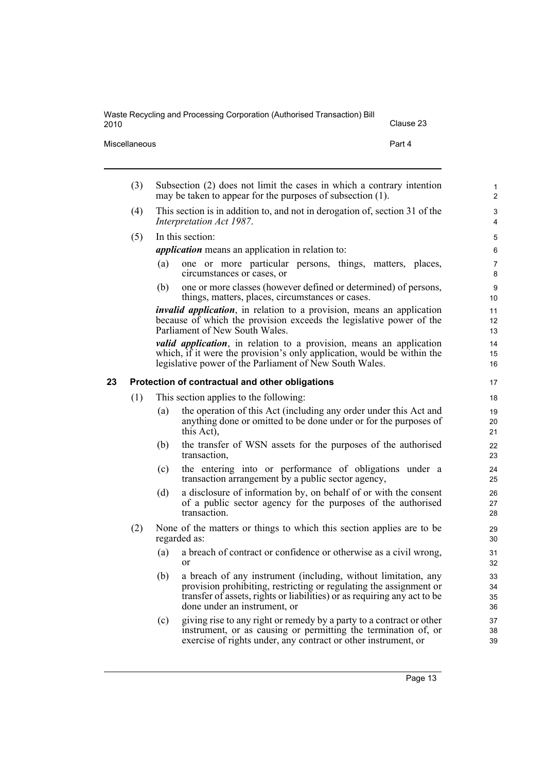(3) Subsection (2) does not limit the cases in which a contrary intention may be taken to appear for the purposes of subsection (1).

(4) This section is in addition to, and not in derogation of, section 31 of the *Interpretation Act 1987*.

(5) In this section:

***application*** means an application in relation to:

- (a) one or more particular persons, things, matters, places, circumstances or cases, or
- (b) one or more classes (however defined or determined) of persons, things, matters, places, circumstances or cases.

***invalid application***, in relation to a provision, means an application because of which the provision exceeds the legislative power of the Parliament of New South Wales.

***valid application***, in relation to a provision, means an application which, if it were the provision's only application, would be within the legislative power of the Parliament of New South Wales.

## 23 Protection of contractual and other obligations

(1) This section applies to the following:

- (a) the operation of this Act (including any order under this Act and anything done or omitted to be done under or for the purposes of this Act),
- (b) the transfer of WSN assets for the purposes of the authorised transaction,
- (c) the entering into or performance of obligations under a transaction arrangement by a public sector agency,
- (d) a disclosure of information by, on behalf of or with the consent of a public sector agency for the purposes of the authorised transaction.

(2) None of the matters or things to which this section applies are to be regarded as:

- (a) a breach of contract or confidence or otherwise as a civil wrong, or
- (b) a breach of any instrument (including, without limitation, any provision prohibiting, restricting or regulating the assignment or transfer of assets, rights or liabilities) or as requiring any act to be done under an instrument, or
- (c) giving rise to any right or remedy by a party to a contract or other instrument, or as causing or permitting the termination of, or exercise of rights under, any contract or other instrument, or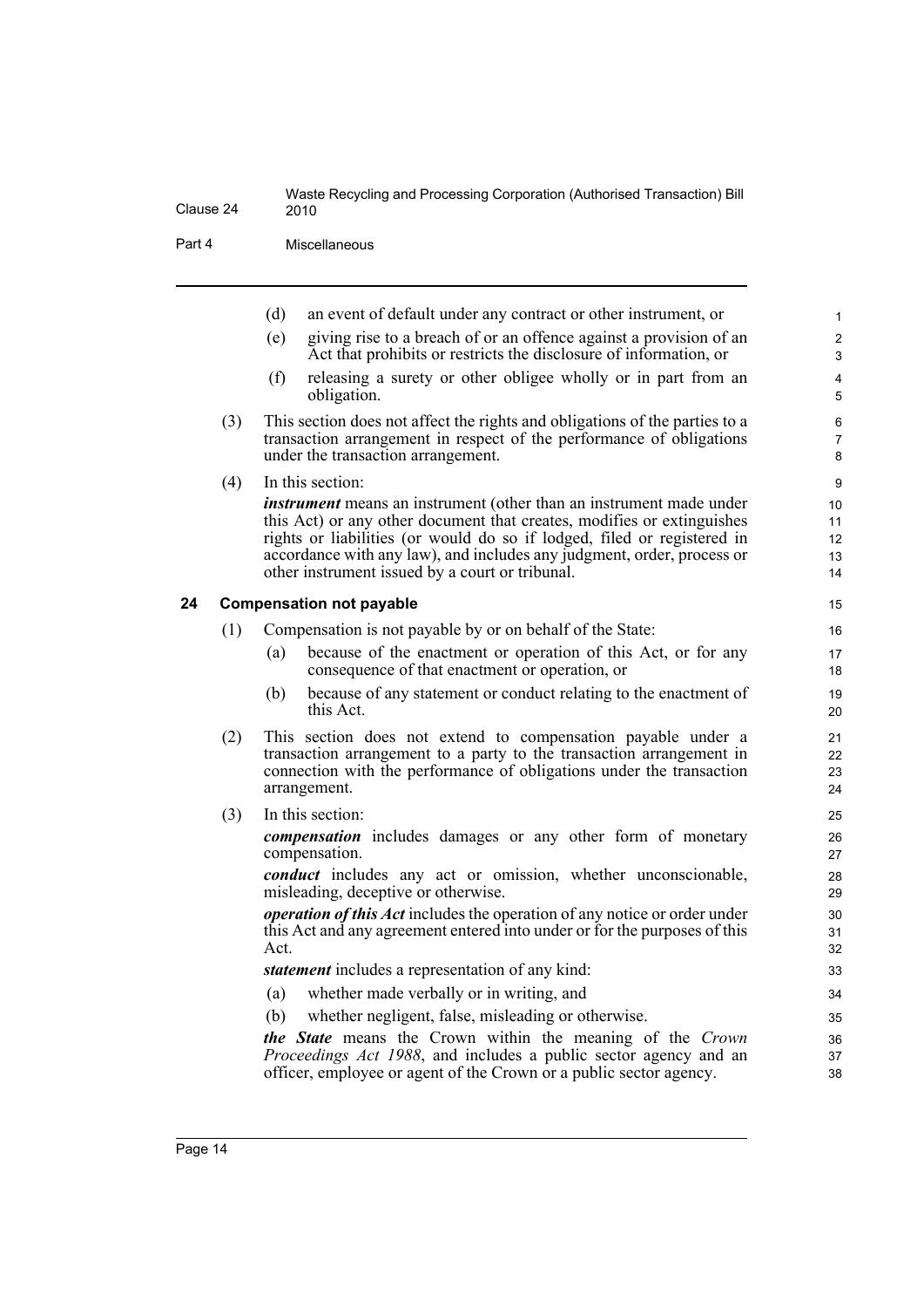(d) an event of default under any contract or other instrument, or

(e) giving rise to a breach of or an offence against a provision of an Act that prohibits or restricts the disclosure of information, or

(f) releasing a surety or other obligee wholly or in part from an obligation.

(3) This section does not affect the rights and obligations of the parties to a transaction arrangement in respect of the performance of obligations under the transaction arrangement.

(4) In this section:

***instrument*** means an instrument (other than an instrument made under this Act) or any other document that creates, modifies or extinguishes rights or liabilities (or would do so if lodged, filed or registered in accordance with any law), and includes any judgment, order, process or other instrument issued by a court or tribunal.

### 24 Compensation not payable

(1) Compensation is not payable by or on behalf of the State:

(a) because of the enactment or operation of this Act, or for any consequence of that enactment or operation, or

(b) because of any statement or conduct relating to the enactment of this Act.

(2) This section does not extend to compensation payable under a transaction arrangement to a party to the transaction arrangement in connection with the performance of obligations under the transaction arrangement.

(3) In this section:

***compensation*** includes damages or any other form of monetary compensation.

***conduct*** includes any act or omission, whether unconscionable, misleading, deceptive or otherwise.

***operation of this Act*** includes the operation of any notice or order under this Act and any agreement entered into under or for the purposes of this Act.

***statement*** includes a representation of any kind:

(a) whether made verbally or in writing, and

(b) whether negligent, false, misleading or otherwise.

***the State*** means the Crown within the meaning of the *Crown Proceedings Act 1988*, and includes a public sector agency and an officer, employee or agent of the Crown or a public sector agency.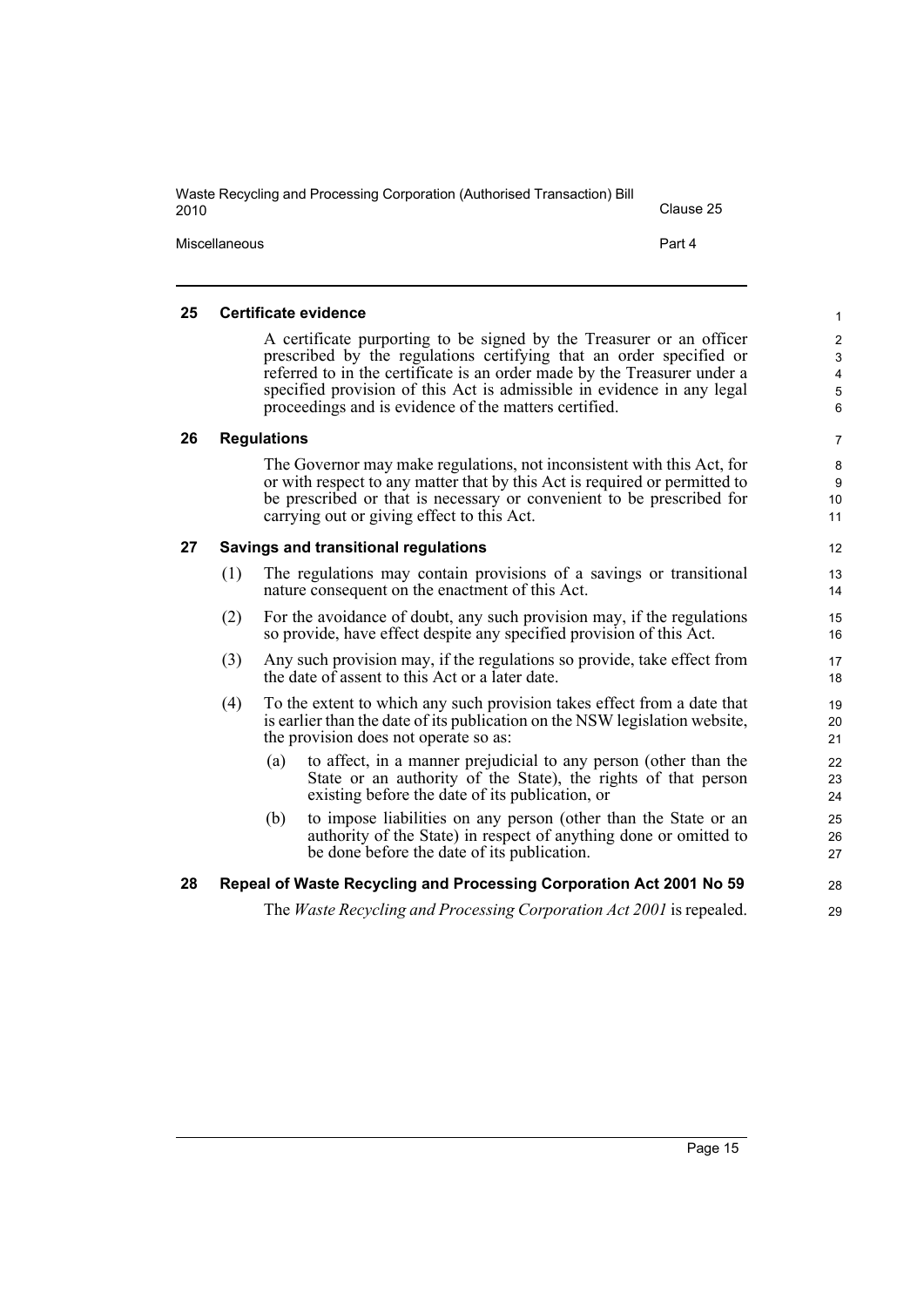### 25 Certificate evidence

A certificate purporting to be signed by the Treasurer or an officer prescribed by the regulations certifying that an order specified or referred to in the certificate is an order made by the Treasurer under a specified provision of this Act is admissible in evidence in any legal proceedings and is evidence of the matters certified.

### 26 Regulations

The Governor may make regulations, not inconsistent with this Act, for or with respect to any matter that by this Act is required or permitted to be prescribed or that is necessary or convenient to be prescribed for carrying out or giving effect to this Act.

### 27 Savings and transitional regulations

(1) The regulations may contain provisions of a savings or transitional nature consequent on the enactment of this Act.

(2) For the avoidance of doubt, any such provision may, if the regulations so provide, have effect despite any specified provision of this Act.

(3) Any such provision may, if the regulations so provide, take effect from the date of assent to this Act or a later date.

(4) To the extent to which any such provision takes effect from a date that is earlier than the date of its publication on the NSW legislation website, the provision does not operate so as:

(a) to affect, in a manner prejudicial to any person (other than the State or an authority of the State), the rights of that person existing before the date of its publication, or

(b) to impose liabilities on any person (other than the State or an authority of the State) in respect of anything done or omitted to be done before the date of its publication.

### 28 Repeal of Waste Recycling and Processing Corporation Act 2001 No 59

The *Waste Recycling and Processing Corporation Act 2001* is repealed.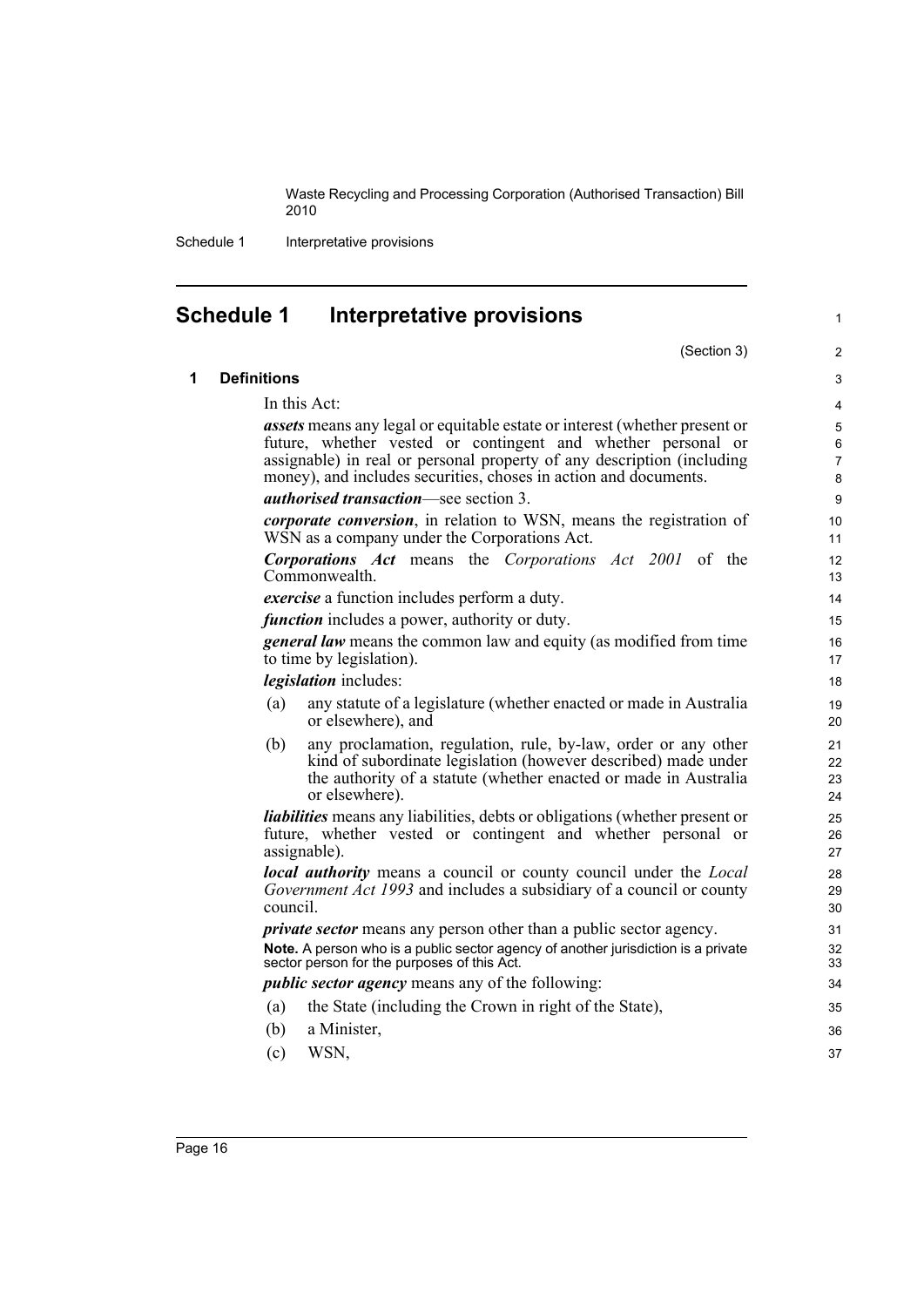# Schedule 1 Interpretative provisions

(Section 3)

## 1 Definitions

In this Act:

***assets*** means any legal or equitable estate or interest (whether present or future, whether vested or contingent and whether personal or assignable) in real or personal property of any description (including money), and includes securities, choses in action and documents.

***authorised transaction***—see section 3.

***corporate conversion***, in relation to WSN, means the registration of WSN as a company under the Corporations Act.

***Corporations Act*** means the *Corporations Act 2001* of the Commonwealth.

***exercise*** a function includes perform a duty.

***function*** includes a power, authority or duty.

***general law*** means the common law and equity (as modified from time to time by legislation).

***legislation*** includes:

(a) any statute of a legislature (whether enacted or made in Australia or elsewhere), and

(b) any proclamation, regulation, rule, by-law, order or any other kind of subordinate legislation (however described) made under the authority of a statute (whether enacted or made in Australia or elsewhere).

***liabilities*** means any liabilities, debts or obligations (whether present or future, whether vested or contingent and whether personal or assignable).

***local authority*** means a council or county council under the *Local Government Act 1993* and includes a subsidiary of a council or county council.

***private sector*** means any person other than a public sector agency.

**Note.** A person who is a public sector agency of another jurisdiction is a private sector person for the purposes of this Act.

***public sector agency*** means any of the following:

(a) the State (including the Crown in right of the State),

(b) a Minister,

(c) WSN,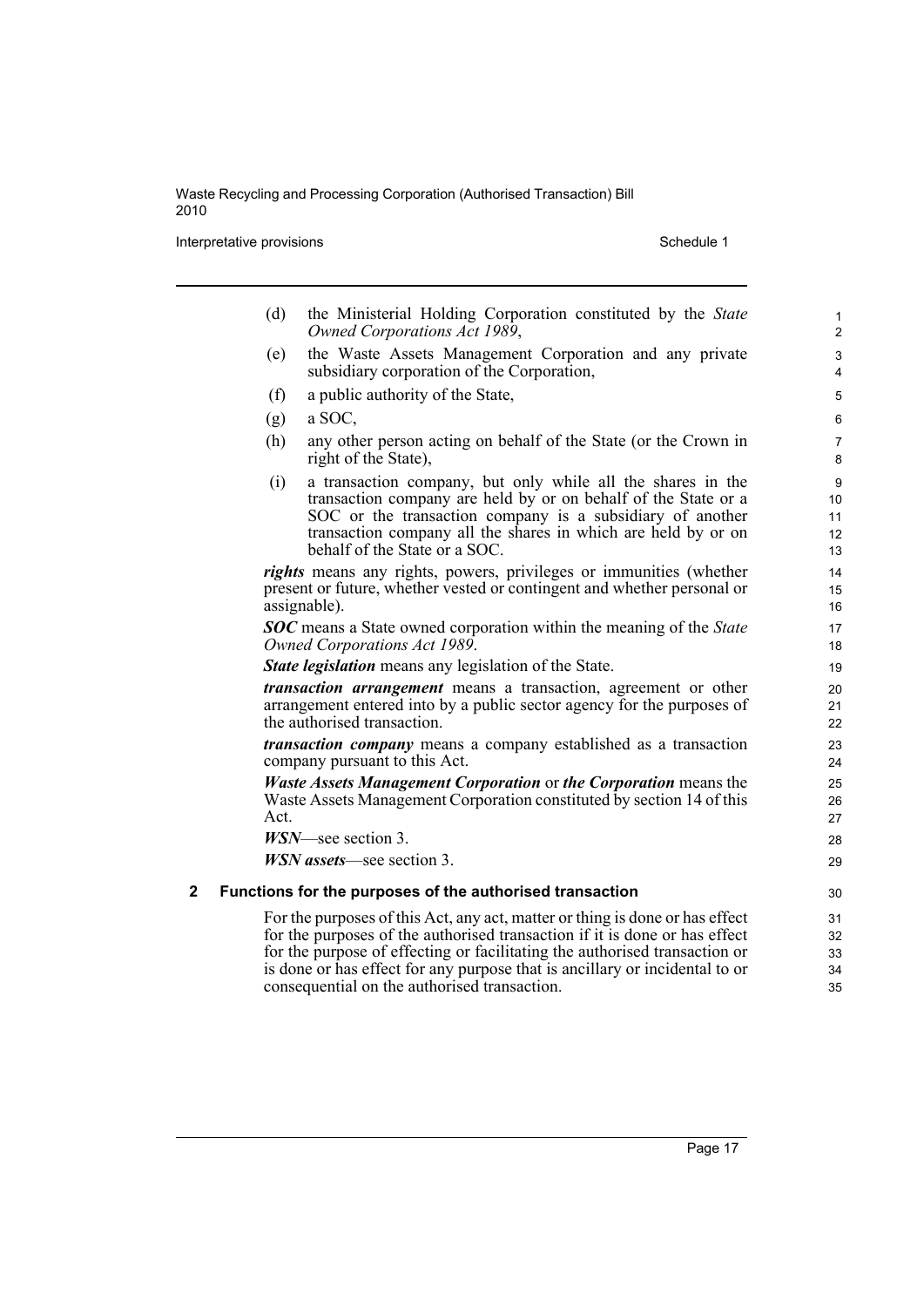(d) the Ministerial Holding Corporation constituted by the *State Owned Corporations Act 1989*,

(e) the Waste Assets Management Corporation and any private subsidiary corporation of the Corporation,

(f) a public authority of the State,

(g) a SOC,

(h) any other person acting on behalf of the State (or the Crown in right of the State),

(i) a transaction company, but only while all the shares in the transaction company are held by or on behalf of the State or a SOC or the transaction company is a subsidiary of another transaction company all the shares in which are held by or on behalf of the State or a SOC.

***rights*** means any rights, powers, privileges or immunities (whether present or future, whether vested or contingent and whether personal or assignable).

***SOC*** means a State owned corporation within the meaning of the *State Owned Corporations Act 1989*.

***State legislation*** means any legislation of the State.

***transaction arrangement*** means a transaction, agreement or other arrangement entered into by a public sector agency for the purposes of the authorised transaction.

***transaction company*** means a company established as a transaction company pursuant to this Act.

***Waste Assets Management Corporation*** or ***the Corporation*** means the Waste Assets Management Corporation constituted by section 14 of this Act.

***WSN***—see section 3.

***WSN assets***—see section 3.

## 2 Functions for the purposes of the authorised transaction

For the purposes of this Act, any act, matter or thing is done or has effect for the purposes of the authorised transaction if it is done or has effect for the purpose of effecting or facilitating the authorised transaction or is done or has effect for any purpose that is ancillary or incidental to or consequential on the authorised transaction.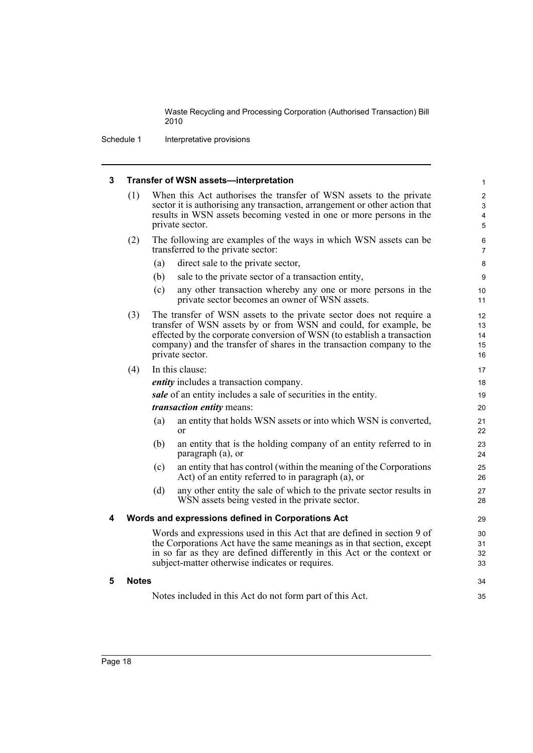## 3 Transfer of WSN assets—interpretation

(1) When this Act authorises the transfer of WSN assets to the private sector it is authorising any transaction, arrangement or other action that results in WSN assets becoming vested in one or more persons in the private sector.

(2) The following are examples of the ways in which WSN assets can be transferred to the private sector:

(a) direct sale to the private sector,

(b) sale to the private sector of a transaction entity,

(c) any other transaction whereby any one or more persons in the private sector becomes an owner of WSN assets.

(3) The transfer of WSN assets to the private sector does not require a transfer of WSN assets by or from WSN and could, for example, be effected by the corporate conversion of WSN (to establish a transaction company) and the transfer of shares in the transaction company to the private sector.

(4) In this clause:

***entity*** includes a transaction company.

***sale*** of an entity includes a sale of securities in the entity.

***transaction entity*** means:

(a) an entity that holds WSN assets or into which WSN is converted, or

(b) an entity that is the holding company of an entity referred to in paragraph (a), or

(c) an entity that has control (within the meaning of the Corporations Act) of an entity referred to in paragraph (a), or

(d) any other entity the sale of which to the private sector results in WSN assets being vested in the private sector.

## 4 Words and expressions defined in Corporations Act

Words and expressions used in this Act that are defined in section 9 of the Corporations Act have the same meanings as in that section, except in so far as they are defined differently in this Act or the context or subject-matter otherwise indicates or requires.

## 5 Notes

Notes included in this Act do not form part of this Act.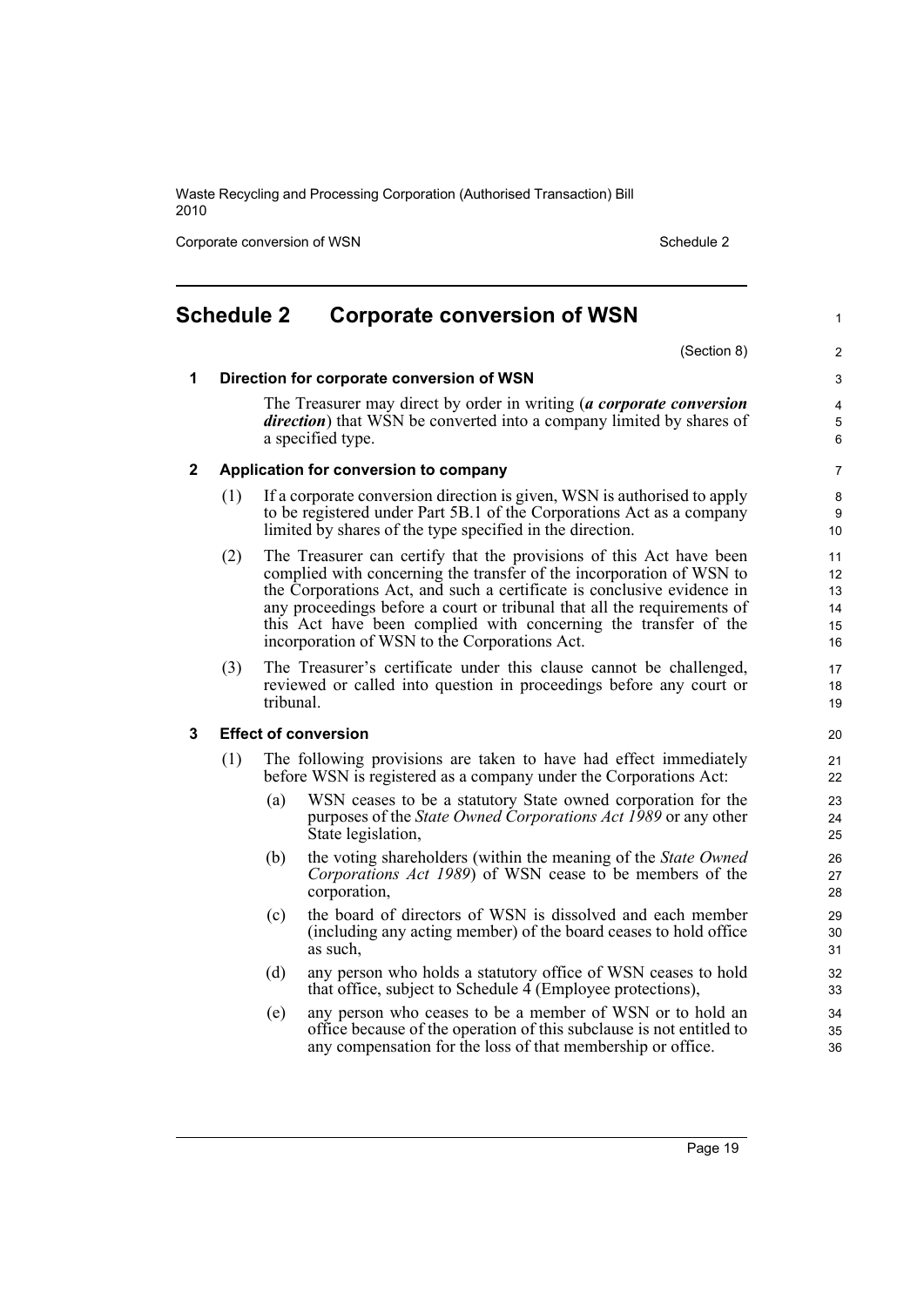## Schedule 2 Corporate conversion of WSN

(Section 8)

### 1 Direction for corporate conversion of WSN

The Treasurer may direct by order in writing (***a corporate conversion direction***) that WSN be converted into a company limited by shares of a specified type.

### 2 Application for conversion to company

(1) If a corporate conversion direction is given, WSN is authorised to apply to be registered under Part 5B.1 of the Corporations Act as a company limited by shares of the type specified in the direction.

(2) The Treasurer can certify that the provisions of this Act have been complied with concerning the transfer of the incorporation of WSN to the Corporations Act, and such a certificate is conclusive evidence in any proceedings before a court or tribunal that all the requirements of this Act have been complied with concerning the transfer of the incorporation of WSN to the Corporations Act.

(3) The Treasurer's certificate under this clause cannot be challenged, reviewed or called into question in proceedings before any court or tribunal.

### 3 Effect of conversion

(1) The following provisions are taken to have had effect immediately before WSN is registered as a company under the Corporations Act:

(a) WSN ceases to be a statutory State owned corporation for the purposes of the *State Owned Corporations Act 1989* or any other State legislation,

(b) the voting shareholders (within the meaning of the *State Owned Corporations Act 1989*) of WSN cease to be members of the corporation,

(c) the board of directors of WSN is dissolved and each member (including any acting member) of the board ceases to hold office as such,

(d) any person who holds a statutory office of WSN ceases to hold that office, subject to Schedule 4 (Employee protections),

(e) any person who ceases to be a member of WSN or to hold an office because of the operation of this subclause is not entitled to any compensation for the loss of that membership or office.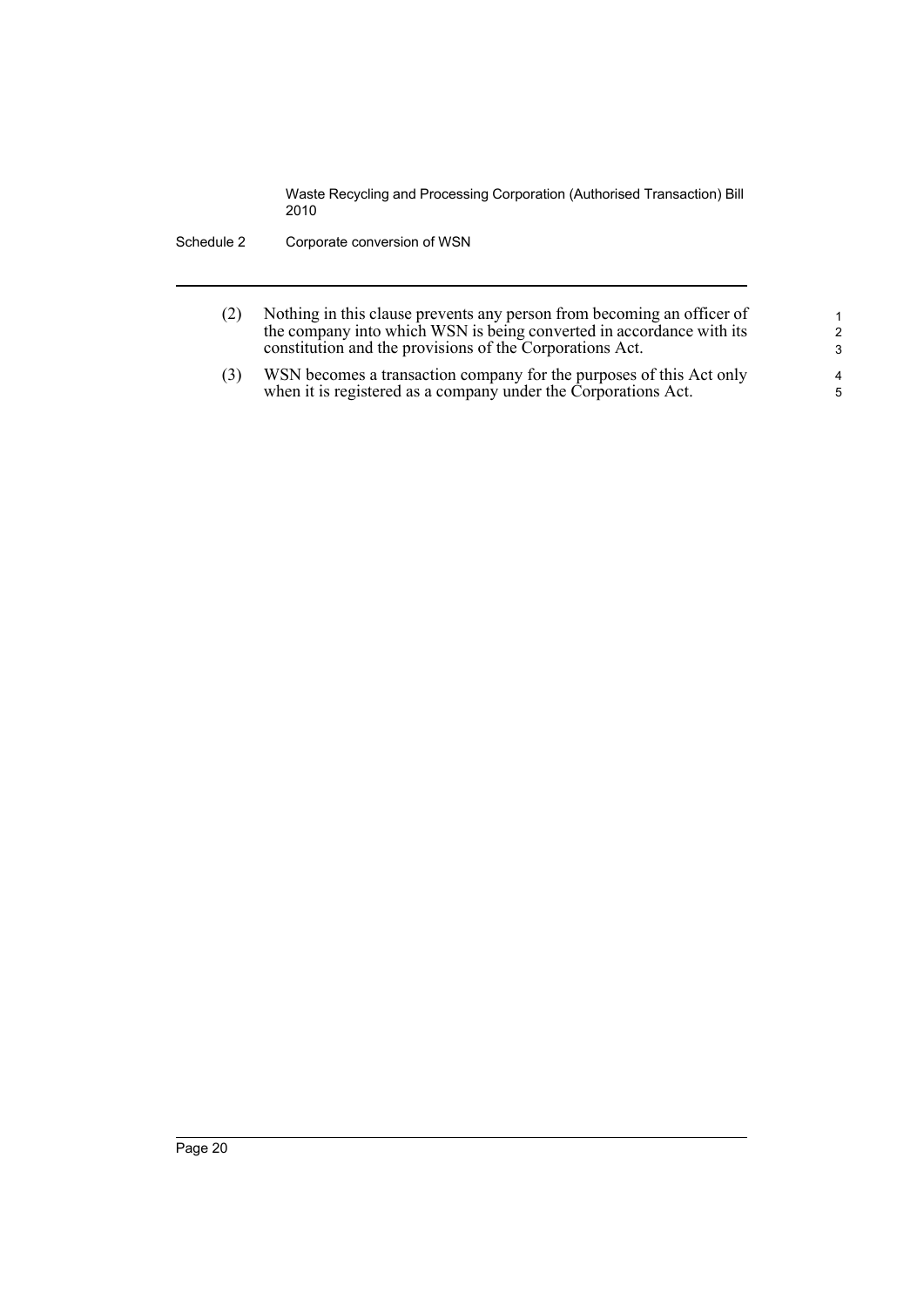(2) Nothing in this clause prevents any person from becoming an officer of the company into which WSN is being converted in accordance with its constitution and the provisions of the Corporations Act.

(3) WSN becomes a transaction company for the purposes of this Act only when it is registered as a company under the Corporations Act.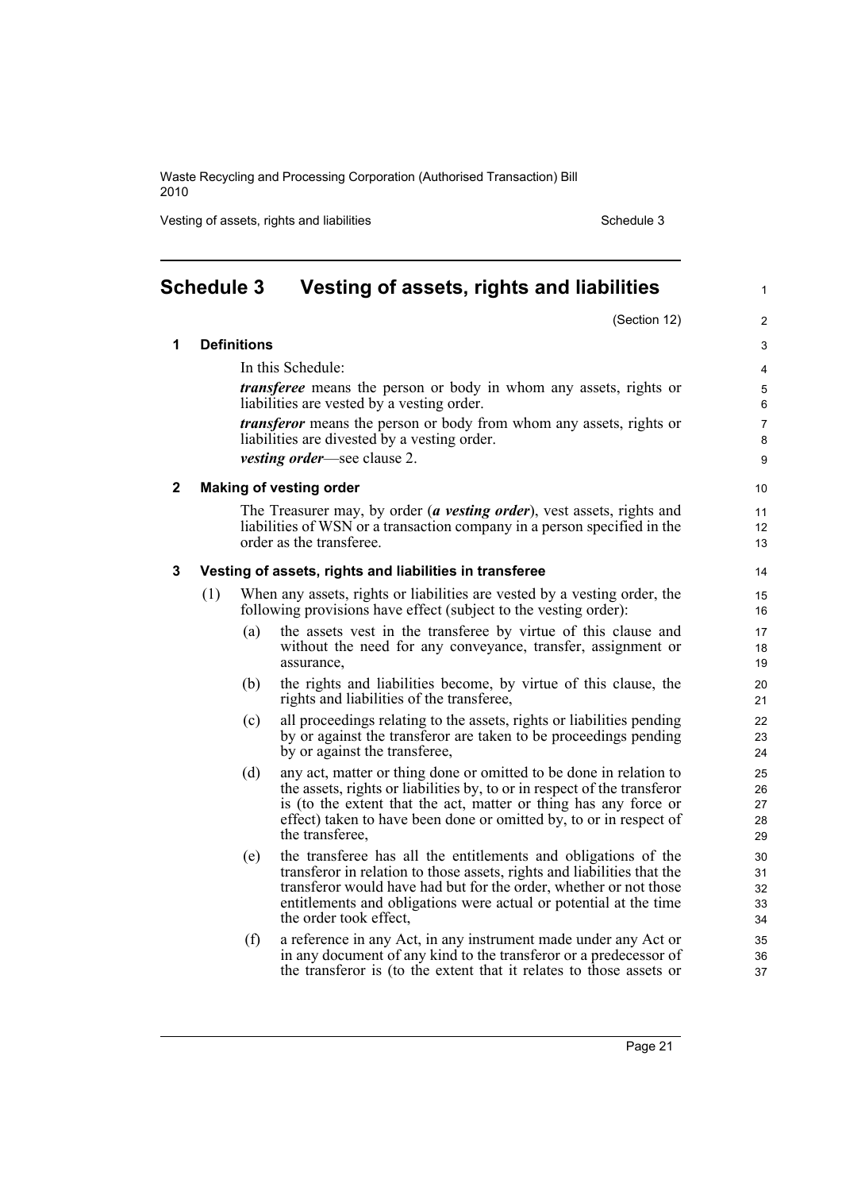## Schedule 3 Vesting of assets, rights and liabilities

(Section 12)

### 1 Definitions

In this Schedule:

***transferee*** means the person or body in whom any assets, rights or liabilities are vested by a vesting order.

***transferor*** means the person or body from whom any assets, rights or liabilities are divested by a vesting order.

***vesting order***—see clause 2.

### 2 Making of vesting order

The Treasurer may, by order (***a vesting order***), vest assets, rights and liabilities of WSN or a transaction company in a person specified in the order as the transferee.

### 3 Vesting of assets, rights and liabilities in transferee

(1) When any assets, rights or liabilities are vested by a vesting order, the following provisions have effect (subject to the vesting order):

- (a) the assets vest in the transferee by virtue of this clause and without the need for any conveyance, transfer, assignment or assurance,
- (b) the rights and liabilities become, by virtue of this clause, the rights and liabilities of the transferee,
- (c) all proceedings relating to the assets, rights or liabilities pending by or against the transferor are taken to be proceedings pending by or against the transferee,
- (d) any act, matter or thing done or omitted to be done in relation to the assets, rights or liabilities by, to or in respect of the transferor is (to the extent that the act, matter or thing has any force or effect) taken to have been done or omitted by, to or in respect of the transferee,
- (e) the transferee has all the entitlements and obligations of the transferor in relation to those assets, rights and liabilities that the transferor would have had but for the order, whether or not those entitlements and obligations were actual or potential at the time the order took effect,
- (f) a reference in any Act, in any instrument made under any Act or in any document of any kind to the transferor or a predecessor of the transferor is (to the extent that it relates to those assets or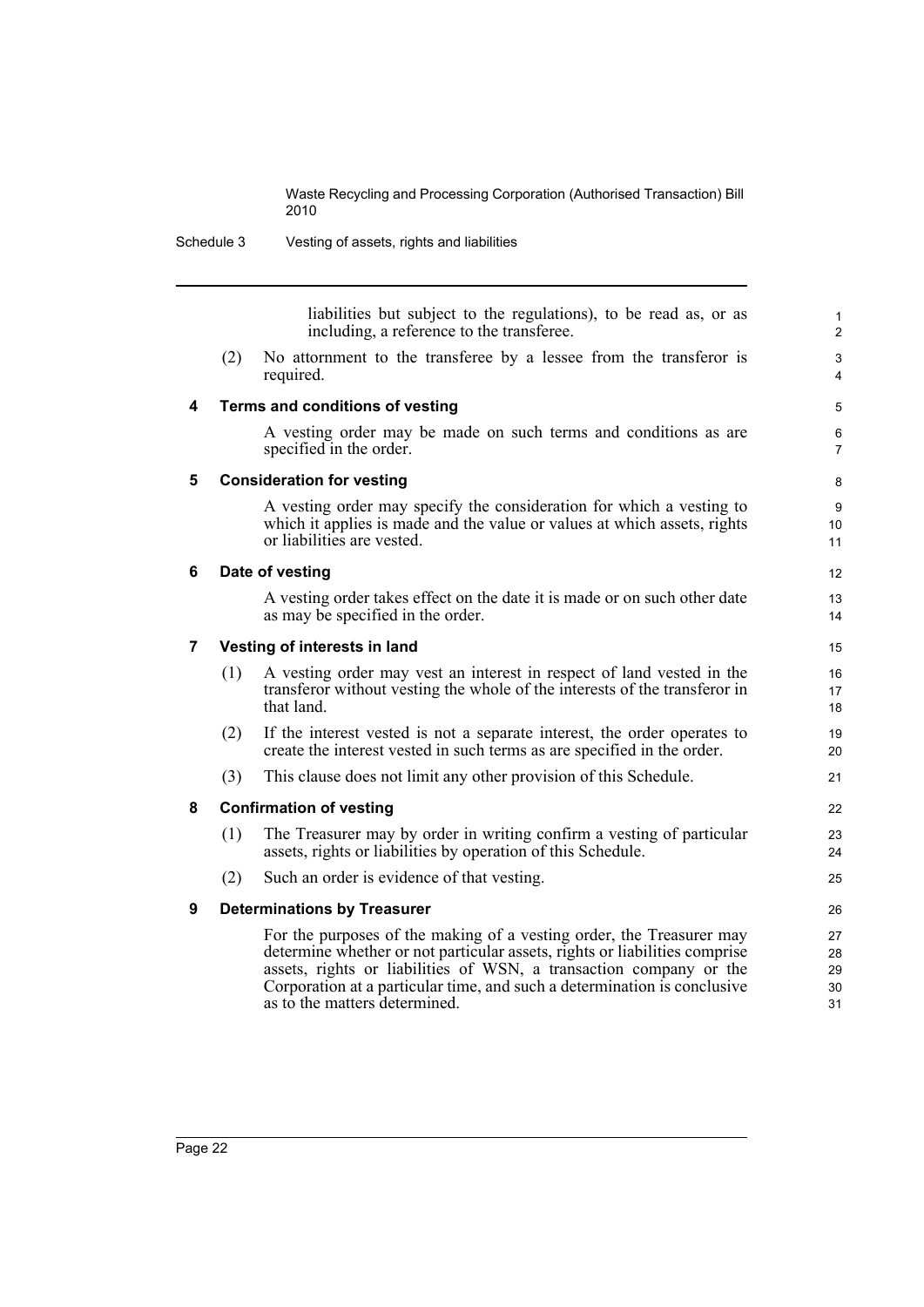liabilities but subject to the regulations), to be read as, or as including, a reference to the transferee.

(2) No attornment to the transferee by a lessee from the transferor is required.

### 4 Terms and conditions of vesting

A vesting order may be made on such terms and conditions as are specified in the order.

### 5 Consideration for vesting

A vesting order may specify the consideration for which a vesting to which it applies is made and the value or values at which assets, rights or liabilities are vested.

### 6 Date of vesting

A vesting order takes effect on the date it is made or on such other date as may be specified in the order.

### 7 Vesting of interests in land

(1) A vesting order may vest an interest in respect of land vested in the transferor without vesting the whole of the interests of the transferor in that land.

(2) If the interest vested is not a separate interest, the order operates to create the interest vested in such terms as are specified in the order.

(3) This clause does not limit any other provision of this Schedule.

### 8 Confirmation of vesting

(1) The Treasurer may by order in writing confirm a vesting of particular assets, rights or liabilities by operation of this Schedule.

(2) Such an order is evidence of that vesting.

### 9 Determinations by Treasurer

For the purposes of the making of a vesting order, the Treasurer may determine whether or not particular assets, rights or liabilities comprise assets, rights or liabilities of WSN, a transaction company or the Corporation at a particular time, and such a determination is conclusive as to the matters determined.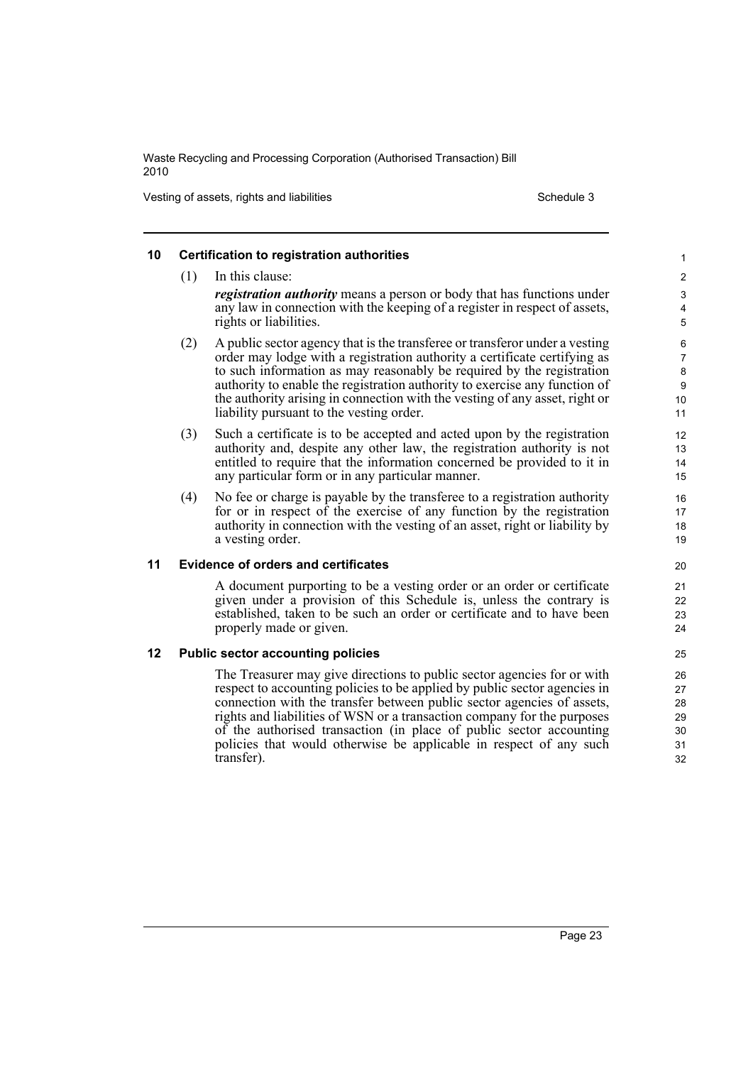## 10 Certification to registration authorities

(1) In this clause:

***registration authority*** means a person or body that has functions under any law in connection with the keeping of a register in respect of assets, rights or liabilities.

(2) A public sector agency that is the transferee or transferor under a vesting order may lodge with a registration authority a certificate certifying as to such information as may reasonably be required by the registration authority to enable the registration authority to exercise any function of the authority arising in connection with the vesting of any asset, right or liability pursuant to the vesting order.

(3) Such a certificate is to be accepted and acted upon by the registration authority and, despite any other law, the registration authority is not entitled to require that the information concerned be provided to it in any particular form or in any particular manner.

(4) No fee or charge is payable by the transferee to a registration authority for or in respect of the exercise of any function by the registration authority in connection with the vesting of an asset, right or liability by a vesting order.

## 11 Evidence of orders and certificates

A document purporting to be a vesting order or an order or certificate given under a provision of this Schedule is, unless the contrary is established, taken to be such an order or certificate and to have been properly made or given.

## 12 Public sector accounting policies

The Treasurer may give directions to public sector agencies for or with respect to accounting policies to be applied by public sector agencies in connection with the transfer between public sector agencies of assets, rights and liabilities of WSN or a transaction company for the purposes of the authorised transaction (in place of public sector accounting policies that would otherwise be applicable in respect of any such transfer).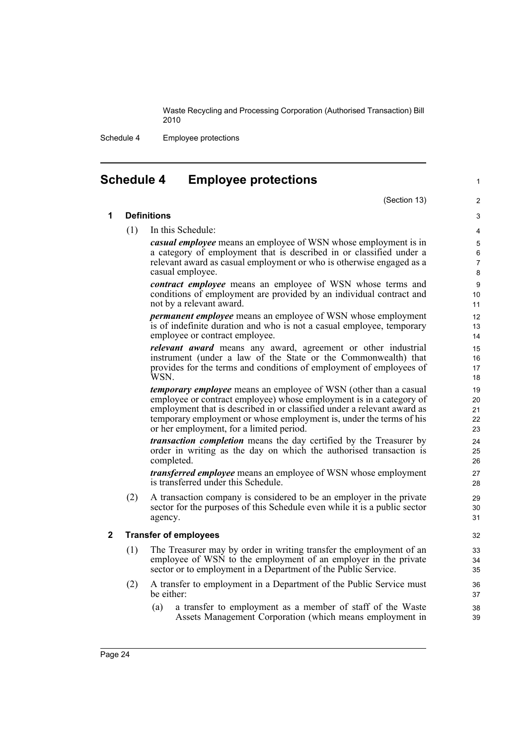# Schedule 4 Employee protections

(Section 13)

## 1 Definitions

(1) In this Schedule:

***casual employee*** means an employee of WSN whose employment is in a category of employment that is described in or classified under a relevant award as casual employment or who is otherwise engaged as a casual employee.

***contract employee*** means an employee of WSN whose terms and conditions of employment are provided by an individual contract and not by a relevant award.

***permanent employee*** means an employee of WSN whose employment is of indefinite duration and who is not a casual employee, temporary employee or contract employee.

***relevant award*** means any award, agreement or other industrial instrument (under a law of the State or the Commonwealth) that provides for the terms and conditions of employment of employees of WSN.

***temporary employee*** means an employee of WSN (other than a casual employee or contract employee) whose employment is in a category of employment that is described in or classified under a relevant award as temporary employment or whose employment is, under the terms of his or her employment, for a limited period.

***transaction completion*** means the day certified by the Treasurer by order in writing as the day on which the authorised transaction is completed.

***transferred employee*** means an employee of WSN whose employment is transferred under this Schedule.

(2) A transaction company is considered to be an employer in the private sector for the purposes of this Schedule even while it is a public sector agency.

## 2 Transfer of employees

(1) The Treasurer may by order in writing transfer the employment of an employee of WSN to the employment of an employer in the private sector or to employment in a Department of the Public Service.

(2) A transfer to employment in a Department of the Public Service must be either:

(a) a transfer to employment as a member of staff of the Waste Assets Management Corporation (which means employment in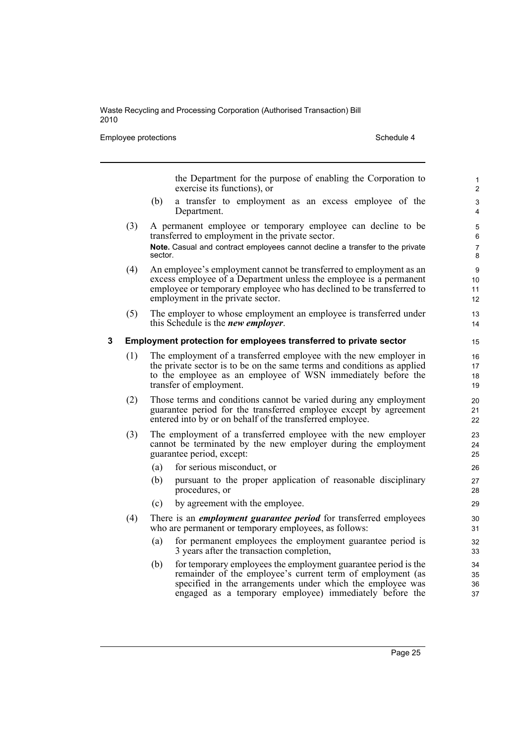the Department for the purpose of enabling the Corporation to exercise its functions), or

(b) a transfer to employment as an excess employee of the Department.

(3) A permanent employee or temporary employee can decline to be transferred to employment in the private sector.

**Note.** Casual and contract employees cannot decline a transfer to the private sector.

(4) An employee's employment cannot be transferred to employment as an excess employee of a Department unless the employee is a permanent employee or temporary employee who has declined to be transferred to employment in the private sector.

(5) The employer to whose employment an employee is transferred under this Schedule is the ***new employer***.

### 3 Employment protection for employees transferred to private sector

(1) The employment of a transferred employee with the new employer in the private sector is to be on the same terms and conditions as applied to the employee as an employee of WSN immediately before the transfer of employment.

(2) Those terms and conditions cannot be varied during any employment guarantee period for the transferred employee except by agreement entered into by or on behalf of the transferred employee.

(3) The employment of a transferred employee with the new employer cannot be terminated by the new employer during the employment guarantee period, except:

(a) for serious misconduct, or

(b) pursuant to the proper application of reasonable disciplinary procedures, or

(c) by agreement with the employee.

(4) There is an ***employment guarantee period*** for transferred employees who are permanent or temporary employees, as follows:

(a) for permanent employees the employment guarantee period is 3 years after the transaction completion,

(b) for temporary employees the employment guarantee period is the remainder of the employee's current term of employment (as specified in the arrangements under which the employee was engaged as a temporary employee) immediately before the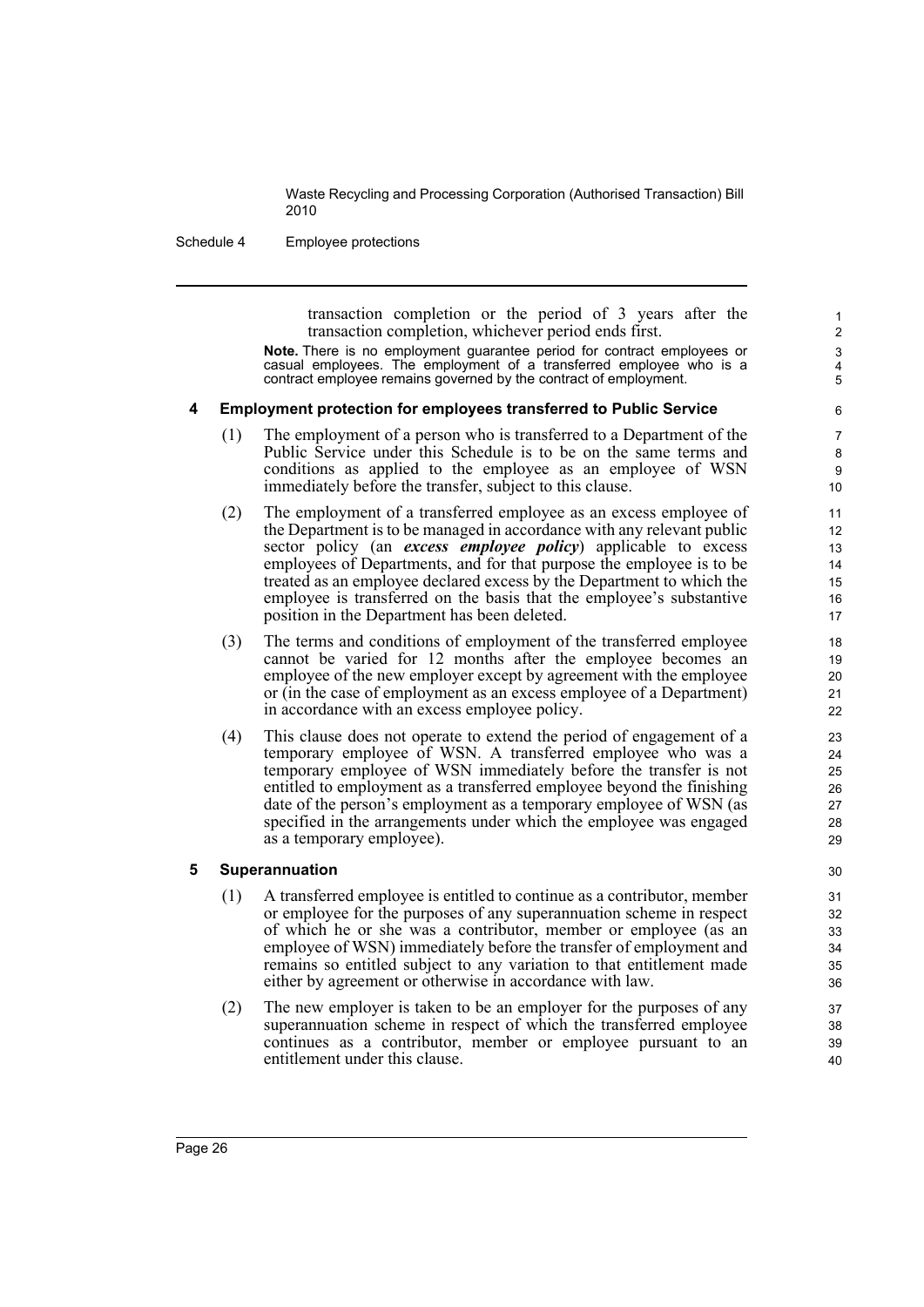transaction completion or the period of 3 years after the transaction completion, whichever period ends first.

**Note.** There is no employment guarantee period for contract employees or casual employees. The employment of a transferred employee who is a contract employee remains governed by the contract of employment.

### 4 Employment protection for employees transferred to Public Service

(1) The employment of a person who is transferred to a Department of the Public Service under this Schedule is to be on the same terms and conditions as applied to the employee as an employee of WSN immediately before the transfer, subject to this clause.

(2) The employment of a transferred employee as an excess employee of the Department is to be managed in accordance with any relevant public sector policy (an ***excess employee policy***) applicable to excess employees of Departments, and for that purpose the employee is to be treated as an employee declared excess by the Department to which the employee is transferred on the basis that the employee's substantive position in the Department has been deleted.

(3) The terms and conditions of employment of the transferred employee cannot be varied for 12 months after the employee becomes an employee of the new employer except by agreement with the employee or (in the case of employment as an excess employee of a Department) in accordance with an excess employee policy.

(4) This clause does not operate to extend the period of engagement of a temporary employee of WSN. A transferred employee who was a temporary employee of WSN immediately before the transfer is not entitled to employment as a transferred employee beyond the finishing date of the person's employment as a temporary employee of WSN (as specified in the arrangements under which the employee was engaged as a temporary employee).

### 5 Superannuation

(1) A transferred employee is entitled to continue as a contributor, member or employee for the purposes of any superannuation scheme in respect of which he or she was a contributor, member or employee (as an employee of WSN) immediately before the transfer of employment and remains so entitled subject to any variation to that entitlement made either by agreement or otherwise in accordance with law.

(2) The new employer is taken to be an employer for the purposes of any superannuation scheme in respect of which the transferred employee continues as a contributor, member or employee pursuant to an entitlement under this clause.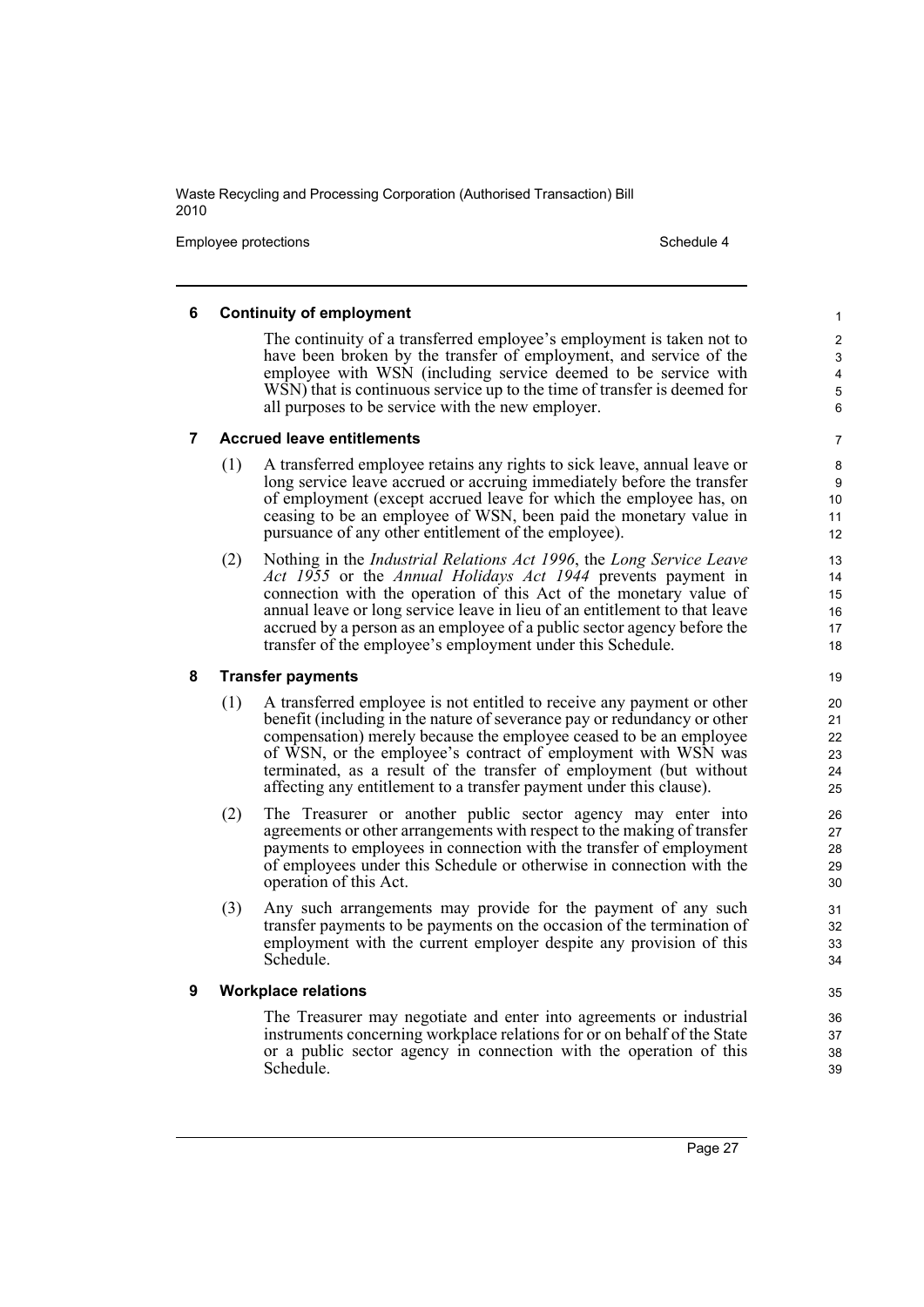## 6 Continuity of employment

The continuity of a transferred employee's employment is taken not to have been broken by the transfer of employment, and service of the employee with WSN (including service deemed to be service with WSN) that is continuous service up to the time of transfer is deemed for all purposes to be service with the new employer.

## 7 Accrued leave entitlements

(1) A transferred employee retains any rights to sick leave, annual leave or long service leave accrued or accruing immediately before the transfer of employment (except accrued leave for which the employee has, on ceasing to be an employee of WSN, been paid the monetary value in pursuance of any other entitlement of the employee).

(2) Nothing in the *Industrial Relations Act 1996*, the *Long Service Leave Act 1955* or the *Annual Holidays Act 1944* prevents payment in connection with the operation of this Act of the monetary value of annual leave or long service leave in lieu of an entitlement to that leave accrued by a person as an employee of a public sector agency before the transfer of the employee's employment under this Schedule.

## 8 Transfer payments

(1) A transferred employee is not entitled to receive any payment or other benefit (including in the nature of severance pay or redundancy or other compensation) merely because the employee ceased to be an employee of WSN, or the employee's contract of employment with WSN was terminated, as a result of the transfer of employment (but without affecting any entitlement to a transfer payment under this clause).

(2) The Treasurer or another public sector agency may enter into agreements or other arrangements with respect to the making of transfer payments to employees in connection with the transfer of employment of employees under this Schedule or otherwise in connection with the operation of this Act.

(3) Any such arrangements may provide for the payment of any such transfer payments to be payments on the occasion of the termination of employment with the current employer despite any provision of this Schedule.

## 9 Workplace relations

The Treasurer may negotiate and enter into agreements or industrial instruments concerning workplace relations for or on behalf of the State or a public sector agency in connection with the operation of this Schedule.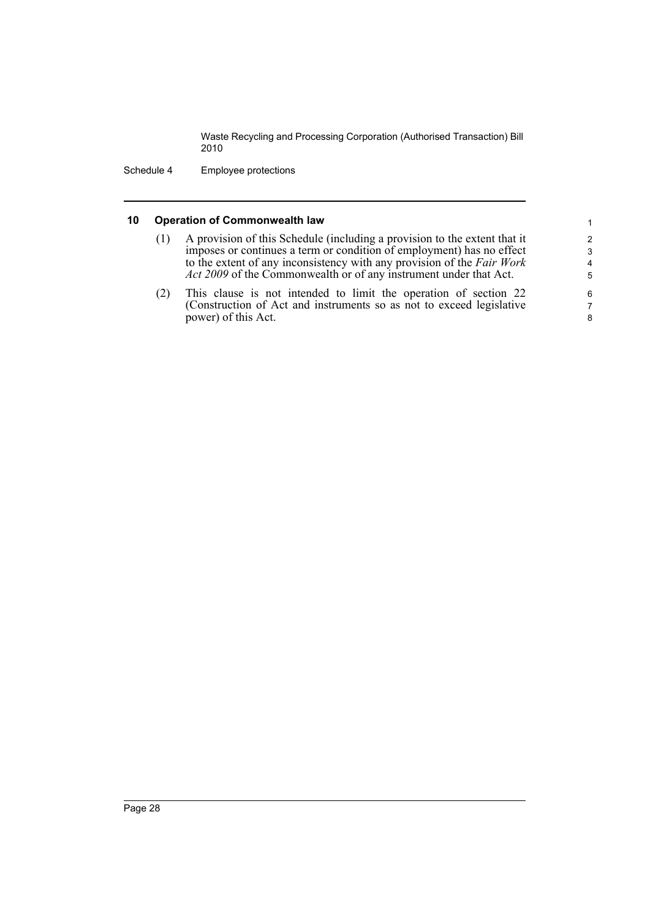## 10 Operation of Commonwealth law

(1) A provision of this Schedule (including a provision to the extent that it imposes or continues a term or condition of employment) has no effect to the extent of any inconsistency with any provision of the *Fair Work Act 2009* of the Commonwealth or of any instrument under that Act.

(2) This clause is not intended to limit the operation of section 22 (Construction of Act and instruments so as not to exceed legislative power) of this Act.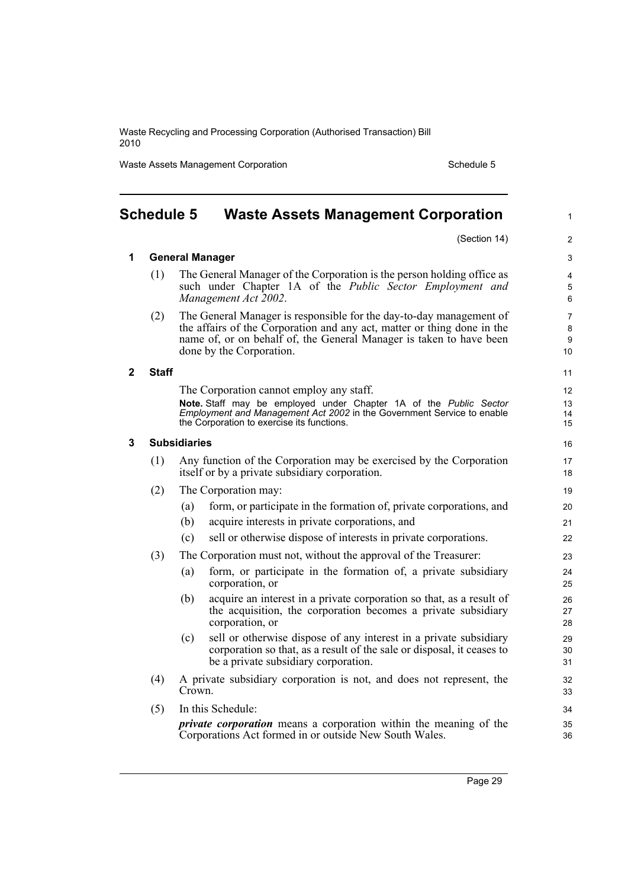# Schedule 5 Waste Assets Management Corporation

(Section 14)

## 1 General Manager

(1) The General Manager of the Corporation is the person holding office as such under Chapter 1A of the *Public Sector Employment and Management Act 2002*.

(2) The General Manager is responsible for the day-to-day management of the affairs of the Corporation and any act, matter or thing done in the name of, or on behalf of, the General Manager is taken to have been done by the Corporation.

## 2 Staff

The Corporation cannot employ any staff.

**Note.** Staff may be employed under Chapter 1A of the *Public Sector Employment and Management Act 2002* in the Government Service to enable the Corporation to exercise its functions.

## 3 Subsidiaries

(1) Any function of the Corporation may be exercised by the Corporation itself or by a private subsidiary corporation.

(2) The Corporation may:

- (a) form, or participate in the formation of, private corporations, and
- (b) acquire interests in private corporations, and
- (c) sell or otherwise dispose of interests in private corporations.

(3) The Corporation must not, without the approval of the Treasurer:

- (a) form, or participate in the formation of, a private subsidiary corporation, or
- (b) acquire an interest in a private corporation so that, as a result of the acquisition, the corporation becomes a private subsidiary corporation, or
- (c) sell or otherwise dispose of any interest in a private subsidiary corporation so that, as a result of the sale or disposal, it ceases to be a private subsidiary corporation.

(4) A private subsidiary corporation is not, and does not represent, the Crown.

(5) In this Schedule:

***private corporation*** means a corporation within the meaning of the Corporations Act formed in or outside New South Wales.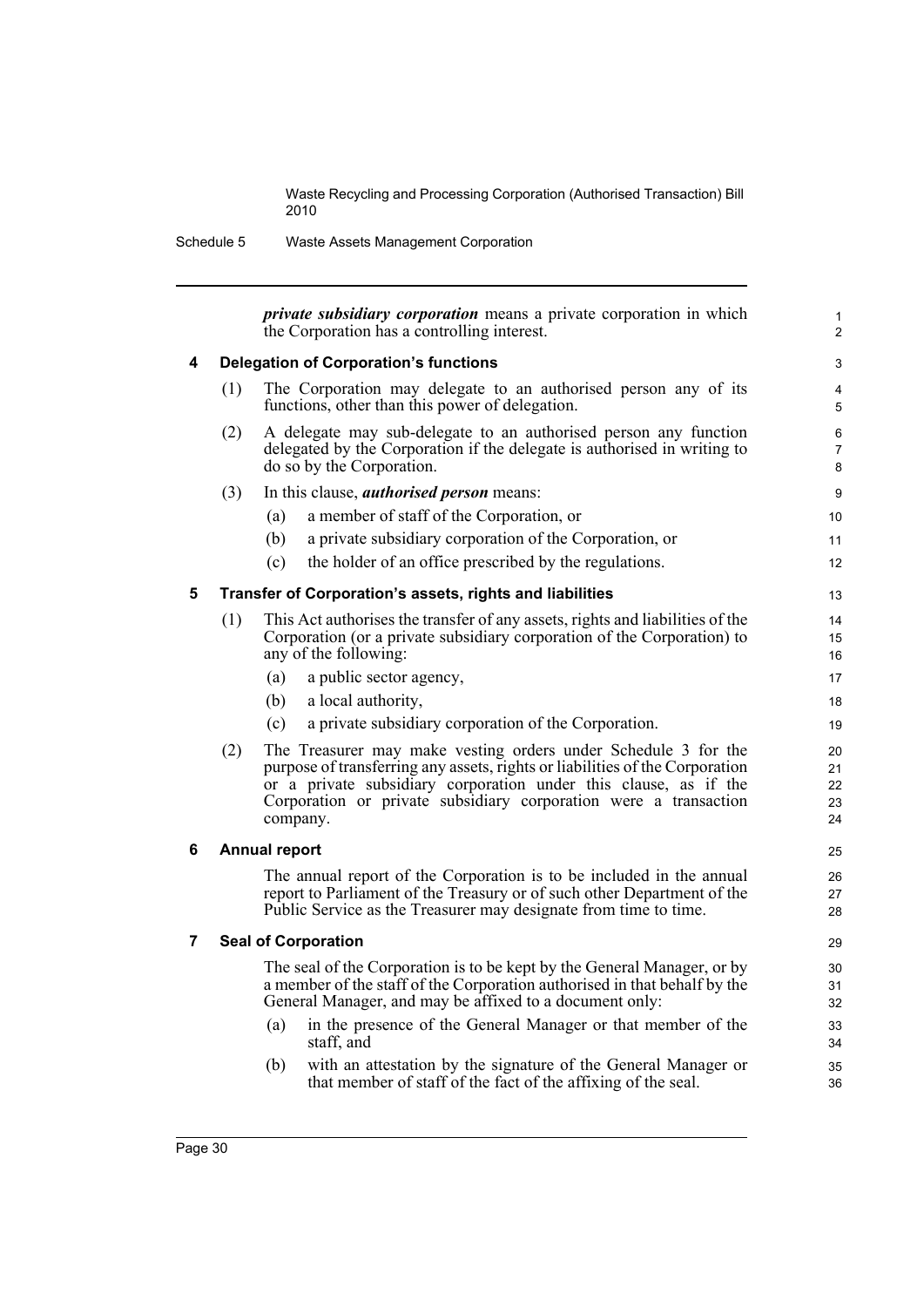*private subsidiary corporation* means a private corporation in which the Corporation has a controlling interest.

### 4 Delegation of Corporation's functions

(1) The Corporation may delegate to an authorised person any of its functions, other than this power of delegation.

(2) A delegate may sub-delegate to an authorised person any function delegated by the Corporation if the delegate is authorised in writing to do so by the Corporation.

(3) In this clause, ***authorised person*** means:

(a) a member of staff of the Corporation, or

(b) a private subsidiary corporation of the Corporation, or

(c) the holder of an office prescribed by the regulations.

### 5 Transfer of Corporation's assets, rights and liabilities

(1) This Act authorises the transfer of any assets, rights and liabilities of the Corporation (or a private subsidiary corporation of the Corporation) to any of the following:

(a) a public sector agency,

(b) a local authority,

(c) a private subsidiary corporation of the Corporation.

(2) The Treasurer may make vesting orders under Schedule 3 for the purpose of transferring any assets, rights or liabilities of the Corporation or a private subsidiary corporation under this clause, as if the Corporation or private subsidiary corporation were a transaction company.

### 6 Annual report

The annual report of the Corporation is to be included in the annual report to Parliament of the Treasury or of such other Department of the Public Service as the Treasurer may designate from time to time.

### 7 Seal of Corporation

The seal of the Corporation is to be kept by the General Manager, or by a member of the staff of the Corporation authorised in that behalf by the General Manager, and may be affixed to a document only:

(a) in the presence of the General Manager or that member of the staff, and

(b) with an attestation by the signature of the General Manager or that member of staff of the fact of the affixing of the seal.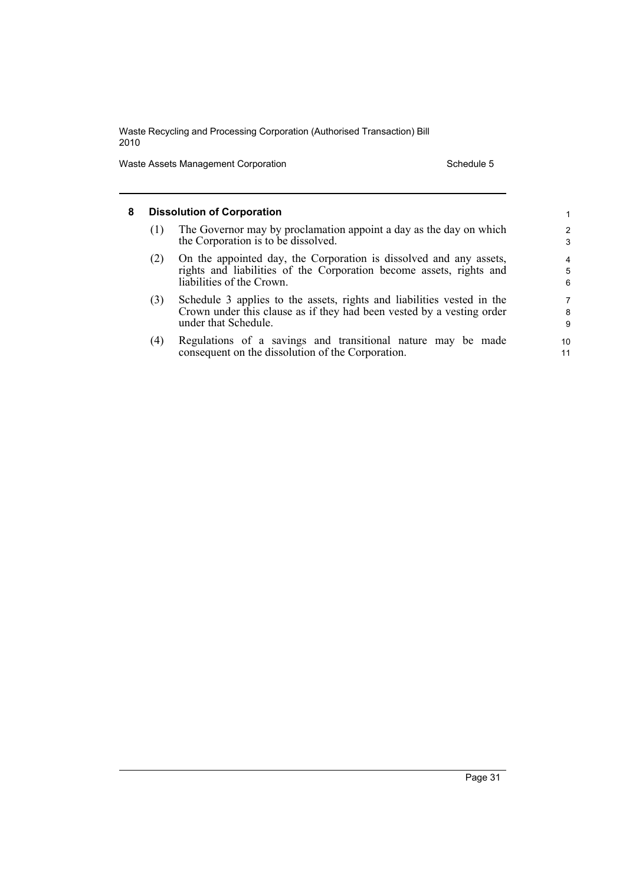## 8 Dissolution of Corporation

(1) The Governor may by proclamation appoint a day as the day on which the Corporation is to be dissolved.

(2) On the appointed day, the Corporation is dissolved and any assets, rights and liabilities of the Corporation become assets, rights and liabilities of the Crown.

(3) Schedule 3 applies to the assets, rights and liabilities vested in the Crown under this clause as if they had been vested by a vesting order under that Schedule.

(4) Regulations of a savings and transitional nature may be made consequent on the dissolution of the Corporation.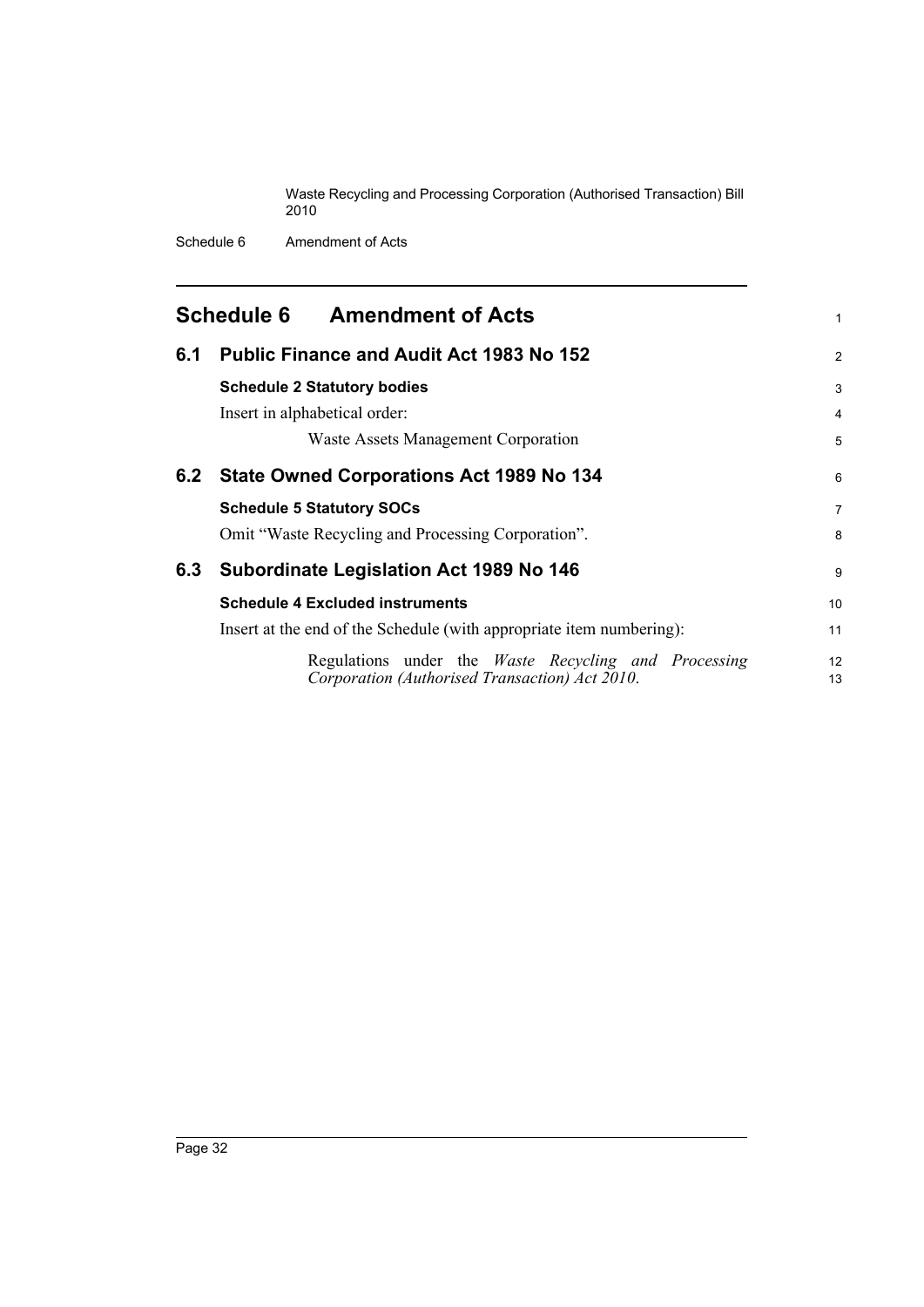# Schedule 6 Amendment of Acts

## 6.1 Public Finance and Audit Act 1983 No 152

**Schedule 2 Statutory bodies**

Insert in alphabetical order:

Waste Assets Management Corporation

## 6.2 State Owned Corporations Act 1989 No 134

**Schedule 5 Statutory SOCs**

Omit "Waste Recycling and Processing Corporation".

## 6.3 Subordinate Legislation Act 1989 No 146

**Schedule 4 Excluded instruments**

Insert at the end of the Schedule (with appropriate item numbering):

Regulations under the *Waste Recycling and Processing Corporation (Authorised Transaction) Act 2010*.